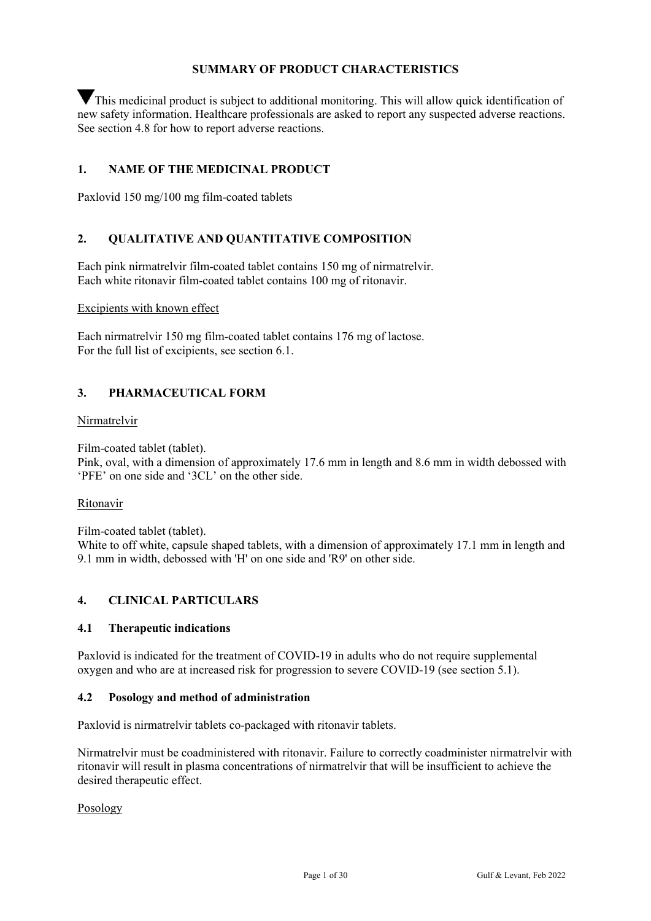**SUMMARY OF PRODUCT CHARACTERISTICS**

▼This medicinal product is subject to additional monitoring. This will allow quick identification of new safety information. Healthcare professionals are asked to report any suspected adverse reactions. See section 4.8 for how to report adverse reactions.

## 1. NAME OF THE MEDICINAL PRODUCT

Paxlovid 150 mg/100 mg film-coated tablets

## 2. QUALITATIVE AND QUANTITATIVE COMPOSITION

Each pink nirmatrelvir film-coated tablet contains 150 mg of nirmatrelvir.
Each white ritonavir film-coated tablet contains 100 mg of ritonavir.

Excipients with known effect

Each nirmatrelvir 150 mg film-coated tablet contains 176 mg of lactose.
For the full list of excipients, see section 6.1.

## 3. PHARMACEUTICAL FORM

Nirmatrelvir

Film-coated tablet (tablet).
Pink, oval, with a dimension of approximately 17.6 mm in length and 8.6 mm in width debossed with 'PFE' on one side and '3CL' on the other side.

Ritonavir

Film-coated tablet (tablet).
White to off white, capsule shaped tablets, with a dimension of approximately 17.1 mm in length and 9.1 mm in width, debossed with 'H' on one side and 'R9' on other side.

## 4. CLINICAL PARTICULARS

### 4.1 Therapeutic indications

Paxlovid is indicated for the treatment of COVID-19 in adults who do not require supplemental oxygen and who are at increased risk for progression to severe COVID-19 (see section 5.1).

### 4.2 Posology and method of administration

Paxlovid is nirmatrelvir tablets co-packaged with ritonavir tablets.

Nirmatrelvir must be coadministered with ritonavir. Failure to correctly coadminister nirmatrelvir with ritonavir will result in plasma concentrations of nirmatrelvir that will be insufficient to achieve the desired therapeutic effect.

Posology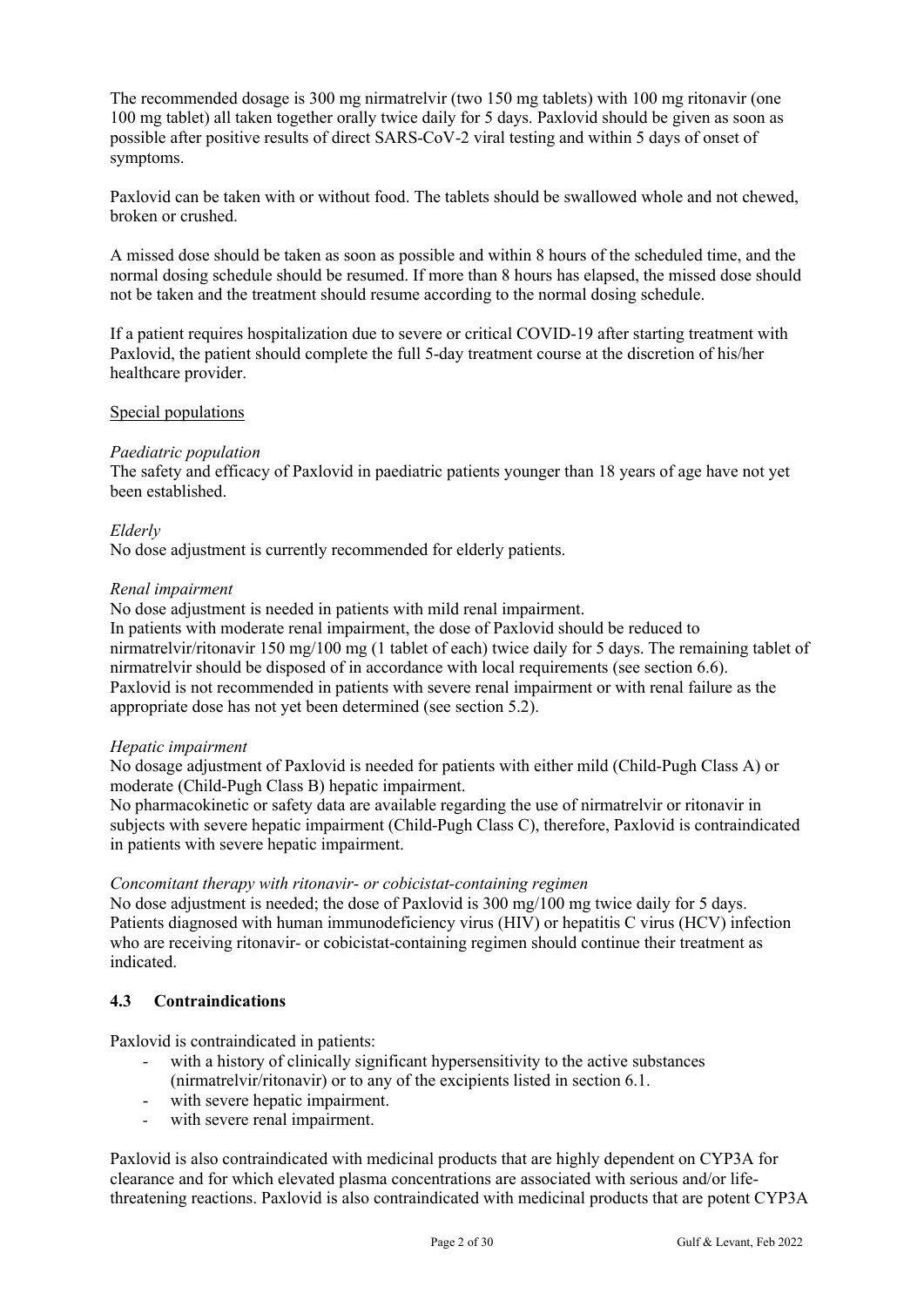The recommended dosage is 300 mg nirmatrelvir (two 150 mg tablets) with 100 mg ritonavir (one 100 mg tablet) all taken together orally twice daily for 5 days. Paxlovid should be given as soon as possible after positive results of direct SARS-CoV-2 viral testing and within 5 days of onset of symptoms.

Paxlovid can be taken with or without food. The tablets should be swallowed whole and not chewed, broken or crushed.

A missed dose should be taken as soon as possible and within 8 hours of the scheduled time, and the normal dosing schedule should be resumed. If more than 8 hours has elapsed, the missed dose should not be taken and the treatment should resume according to the normal dosing schedule.

If a patient requires hospitalization due to severe or critical COVID-19 after starting treatment with Paxlovid, the patient should complete the full 5-day treatment course at the discretion of his/her healthcare provider.

Special populations

*Paediatric population*
The safety and efficacy of Paxlovid in paediatric patients younger than 18 years of age have not yet been established.

*Elderly*
No dose adjustment is currently recommended for elderly patients.

*Renal impairment*
No dose adjustment is needed in patients with mild renal impairment.
In patients with moderate renal impairment, the dose of Paxlovid should be reduced to nirmatrelvir/ritonavir 150 mg/100 mg (1 tablet of each) twice daily for 5 days. The remaining tablet of nirmatrelvir should be disposed of in accordance with local requirements (see section 6.6).
Paxlovid is not recommended in patients with severe renal impairment or with renal failure as the appropriate dose has not yet been determined (see section 5.2).

*Hepatic impairment*
No dosage adjustment of Paxlovid is needed for patients with either mild (Child-Pugh Class A) or moderate (Child-Pugh Class B) hepatic impairment.
No pharmacokinetic or safety data are available regarding the use of nirmatrelvir or ritonavir in subjects with severe hepatic impairment (Child-Pugh Class C), therefore, Paxlovid is contraindicated in patients with severe hepatic impairment.

*Concomitant therapy with ritonavir- or cobicistat-containing regimen*
No dose adjustment is needed; the dose of Paxlovid is 300 mg/100 mg twice daily for 5 days.
Patients diagnosed with human immunodeficiency virus (HIV) or hepatitis C virus (HCV) infection who are receiving ritonavir- or cobicistat-containing regimen should continue their treatment as indicated.

## 4.3 Contraindications

Paxlovid is contraindicated in patients:

- with a history of clinically significant hypersensitivity to the active substances (nirmatrelvir/ritonavir) or to any of the excipients listed in section 6.1.
- with severe hepatic impairment.
- with severe renal impairment.

Paxlovid is also contraindicated with medicinal products that are highly dependent on CYP3A for clearance and for which elevated plasma concentrations are associated with serious and/or life-threatening reactions. Paxlovid is also contraindicated with medicinal products that are potent CYP3A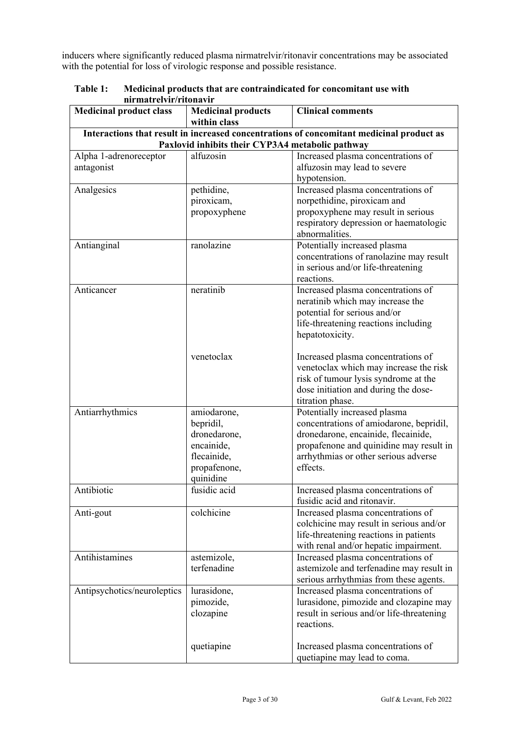inducers where significantly reduced plasma nirmatrelvir/ritonavir concentrations may be associated with the potential for loss of virologic response and possible resistance.

**Table 1: Medicinal products that are contraindicated for concomitant use with nirmatrelvir/ritonavir**

| Medicinal product class | Medicinal products within class | Clinical comments |
|---|---|---|
| **Interactions that result in increased concentrations of concomitant medicinal product as Paxlovid inhibits their CYP3A4 metabolic pathway** | | |
| Alpha 1-adrenoreceptor antagonist | alfuzosin | Increased plasma concentrations of alfuzosin may lead to severe hypotension. |
| Analgesics | pethidine, piroxicam, propoxyphene | Increased plasma concentrations of norpethidine, piroxicam and propoxyphene may result in serious respiratory depression or haematologic abnormalities. |
| Antianginal | ranolazine | Potentially increased plasma concentrations of ranolazine may result in serious and/or life-threatening reactions. |
| Anticancer | neratinib | Increased plasma concentrations of neratinib which may increase the potential for serious and/or life-threatening reactions including hepatotoxicity. |
| | venetoclax | Increased plasma concentrations of venetoclax which may increase the risk risk of tumour lysis syndrome at the dose initiation and during the dose-titration phase. |
| Antiarrhythmics | amiodarone, bepridil, dronedarone, encainide, flecainide, propafenone, quinidine | Potentially increased plasma concentrations of amiodarone, bepridil, dronedarone, encainide, flecainide, propafenone and quinidine may result in arrhythmias or other serious adverse effects. |
| Antibiotic | fusidic acid | Increased plasma concentrations of fusidic acid and ritonavir. |
| Anti-gout | colchicine | Increased plasma concentrations of colchicine may result in serious and/or life-threatening reactions in patients with renal and/or hepatic impairment. |
| Antihistamines | astemizole, terfenadine | Increased plasma concentrations of astemizole and terfenadine may result in serious arrhythmias from these agents. |
| Antipsychotics/neuroleptics | lurasidone, pimozide, clozapine | Increased plasma concentrations of lurasidone, pimozide and clozapine may result in serious and/or life-threatening reactions. |
| | quetiapine | Increased plasma concentrations of quetiapine may lead to coma. |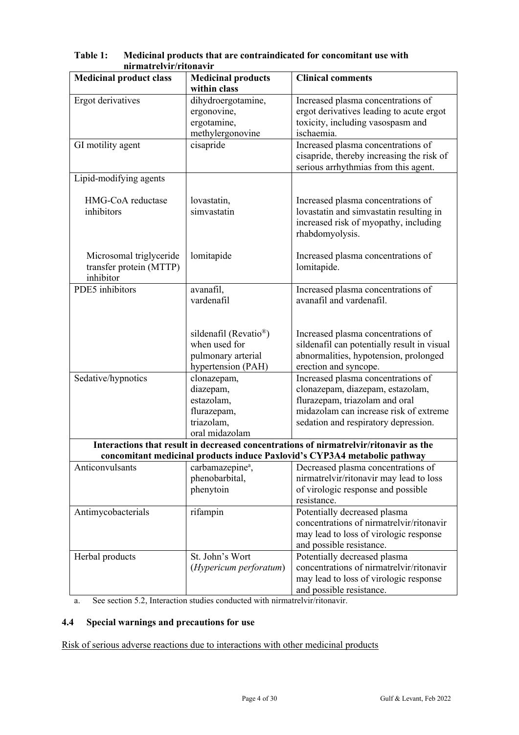**Table 1: Medicinal products that are contraindicated for concomitant use with nirmatrelvir/ritonavir**

| Medicinal product class | Medicinal products within class | Clinical comments |
|---|---|---|
| Ergot derivatives | dihydroergotamine, ergonovine, ergotamine, methylergonovine | Increased plasma concentrations of ergot derivatives leading to acute ergot toxicity, including vasospasm and ischaemia. |
| GI motility agent | cisapride | Increased plasma concentrations of cisapride, thereby increasing the risk of serious arrhythmias from this agent. |
| Lipid-modifying agents | | |
| HMG-CoA reductase inhibitors | lovastatin, simvastatin | Increased plasma concentrations of lovastatin and simvastatin resulting in increased risk of myopathy, including rhabdomyolysis. |
| Microsomal triglyceride transfer protein (MTTP) inhibitor | lomitapide | Increased plasma concentrations of lomitapide. |
| PDE5 inhibitors | avanafil, vardenafil | Increased plasma concentrations of avanafil and vardenafil. |
| | sildenafil (Revatio®) when used for pulmonary arterial hypertension (PAH) | Increased plasma concentrations of sildenafil can potentially result in visual abnormalities, hypotension, prolonged erection and syncope. |
| Sedative/hypnotics | clonazepam, diazepam, estazolam, flurazepam, triazolam, oral midazolam | Increased plasma concentrations of clonazepam, diazepam, estazolam, flurazepam, triazolam and oral midazolam can increase risk of extreme sedation and respiratory depression. |
| **Interactions that result in decreased concentrations of nirmatrelvir/ritonavir as the concomitant medicinal products induce Paxlovid's CYP3A4 metabolic pathway** | | |
| Anticonvulsants | carbamazepine[a], phenobarbital, phenytoin | Decreased plasma concentrations of nirmatrelvir/ritonavir may lead to loss of virologic response and possible resistance. |
| Antimycobacterials | rifampin | Potentially decreased plasma concentrations of nirmatrelvir/ritonavir may lead to loss of virologic response and possible resistance. |
| Herbal products | St. John's Wort (*Hypericum perforatum*) | Potentially decreased plasma concentrations of nirmatrelvir/ritonavir may lead to loss of virologic response and possible resistance. |

a. See section 5.2, Interaction studies conducted with nirmatrelvir/ritonavir.

## 4.4 Special warnings and precautions for use

Risk of serious adverse reactions due to interactions with other medicinal products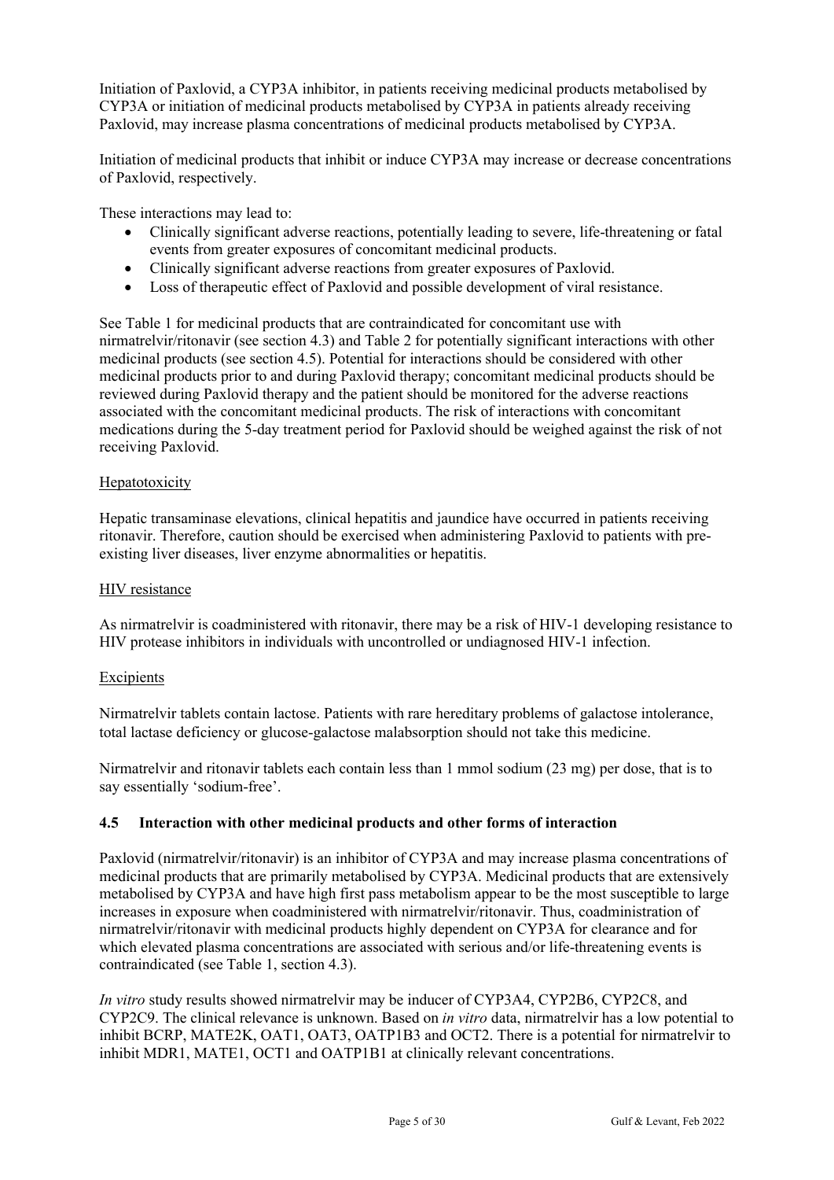Initiation of Paxlovid, a CYP3A inhibitor, in patients receiving medicinal products metabolised by CYP3A or initiation of medicinal products metabolised by CYP3A in patients already receiving Paxlovid, may increase plasma concentrations of medicinal products metabolised by CYP3A.

Initiation of medicinal products that inhibit or induce CYP3A may increase or decrease concentrations of Paxlovid, respectively.

These interactions may lead to:

- Clinically significant adverse reactions, potentially leading to severe, life-threatening or fatal events from greater exposures of concomitant medicinal products.
- Clinically significant adverse reactions from greater exposures of Paxlovid.
- Loss of therapeutic effect of Paxlovid and possible development of viral resistance.

See Table 1 for medicinal products that are contraindicated for concomitant use with nirmatrelvir/ritonavir (see section 4.3) and Table 2 for potentially significant interactions with other medicinal products (see section 4.5). Potential for interactions should be considered with other medicinal products prior to and during Paxlovid therapy; concomitant medicinal products should be reviewed during Paxlovid therapy and the patient should be monitored for the adverse reactions associated with the concomitant medicinal products. The risk of interactions with concomitant medications during the 5-day treatment period for Paxlovid should be weighed against the risk of not receiving Paxlovid.

Hepatotoxicity

Hepatic transaminase elevations, clinical hepatitis and jaundice have occurred in patients receiving ritonavir. Therefore, caution should be exercised when administering Paxlovid to patients with pre-existing liver diseases, liver enzyme abnormalities or hepatitis.

HIV resistance

As nirmatrelvir is coadministered with ritonavir, there may be a risk of HIV-1 developing resistance to HIV protease inhibitors in individuals with uncontrolled or undiagnosed HIV-1 infection.

Excipients

Nirmatrelvir tablets contain lactose. Patients with rare hereditary problems of galactose intolerance, total lactase deficiency or glucose-galactose malabsorption should not take this medicine.

Nirmatrelvir and ritonavir tablets each contain less than 1 mmol sodium (23 mg) per dose, that is to say essentially 'sodium-free'.

### 4.5 Interaction with other medicinal products and other forms of interaction

Paxlovid (nirmatrelvir/ritonavir) is an inhibitor of CYP3A and may increase plasma concentrations of medicinal products that are primarily metabolised by CYP3A. Medicinal products that are extensively metabolised by CYP3A and have high first pass metabolism appear to be the most susceptible to large increases in exposure when coadministered with nirmatrelvir/ritonavir. Thus, coadministration of nirmatrelvir/ritonavir with medicinal products highly dependent on CYP3A for clearance and for which elevated plasma concentrations are associated with serious and/or life-threatening events is contraindicated (see Table 1, section 4.3).

*In vitro* study results showed nirmatrelvir may be inducer of CYP3A4, CYP2B6, CYP2C8, and CYP2C9. The clinical relevance is unknown. Based on *in vitro* data, nirmatrelvir has a low potential to inhibit BCRP, MATE2K, OAT1, OAT3, OATP1B3 and OCT2. There is a potential for nirmatrelvir to inhibit MDR1, MATE1, OCT1 and OATP1B1 at clinically relevant concentrations.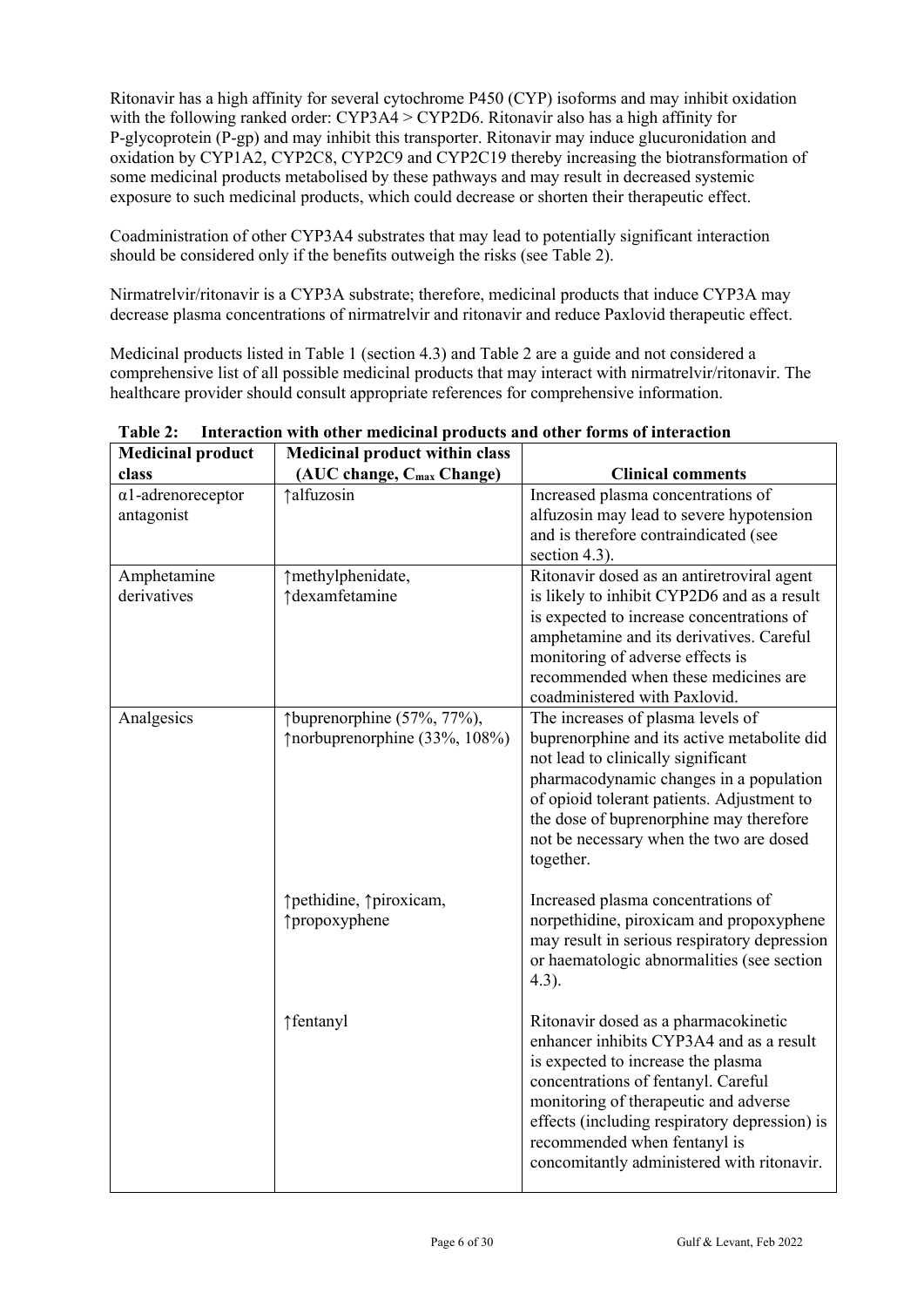Ritonavir has a high affinity for several cytochrome P450 (CYP) isoforms and may inhibit oxidation with the following ranked order: CYP3A4 > CYP2D6. Ritonavir also has a high affinity for P-glycoprotein (P-gp) and may inhibit this transporter. Ritonavir may induce glucuronidation and oxidation by CYP1A2, CYP2C8, CYP2C9 and CYP2C19 thereby increasing the biotransformation of some medicinal products metabolised by these pathways and may result in decreased systemic exposure to such medicinal products, which could decrease or shorten their therapeutic effect.

Coadministration of other CYP3A4 substrates that may lead to potentially significant interaction should be considered only if the benefits outweigh the risks (see Table 2).

Nirmatrelvir/ritonavir is a CYP3A substrate; therefore, medicinal products that induce CYP3A may decrease plasma concentrations of nirmatrelvir and ritonavir and reduce Paxlovid therapeutic effect.

Medicinal products listed in Table 1 (section 4.3) and Table 2 are a guide and not considered a comprehensive list of all possible medicinal products that may interact with nirmatrelvir/ritonavir. The healthcare provider should consult appropriate references for comprehensive information.

**Table 2: Interaction with other medicinal products and other forms of interaction**

| Medicinal product class | Medicinal product within class (AUC change, $C_{max}$ Change) | Clinical comments |
|---|---|---|
| α1-adrenoreceptor antagonist | ↑alfuzosin | Increased plasma concentrations of alfuzosin may lead to severe hypotension and is therefore contraindicated (see section 4.3). |
| Amphetamine derivatives | ↑methylphenidate, ↑dexamfetamine | Ritonavir dosed as an antiretroviral agent is likely to inhibit CYP2D6 and as a result is expected to increase concentrations of amphetamine and its derivatives. Careful monitoring of adverse effects is recommended when these medicines are coadministered with Paxlovid. |
| Analgesics | ↑buprenorphine (57%, 77%), ↑norbuprenorphine (33%, 108%) | The increases of plasma levels of buprenorphine and its active metabolite did not lead to clinically significant pharmacodynamic changes in a population of opioid tolerant patients. Adjustment to the dose of buprenorphine may therefore not be necessary when the two are dosed together. |
| | ↑pethidine, ↑piroxicam, ↑propoxyphene | Increased plasma concentrations of norpethidine, piroxicam and propoxyphene may result in serious respiratory depression or haematologic abnormalities (see section 4.3). |
| | ↑fentanyl | Ritonavir dosed as a pharmacokinetic enhancer inhibits CYP3A4 and as a result is expected to increase the plasma concentrations of fentanyl. Careful monitoring of therapeutic and adverse effects (including respiratory depression) is recommended when fentanyl is concomitantly administered with ritonavir. |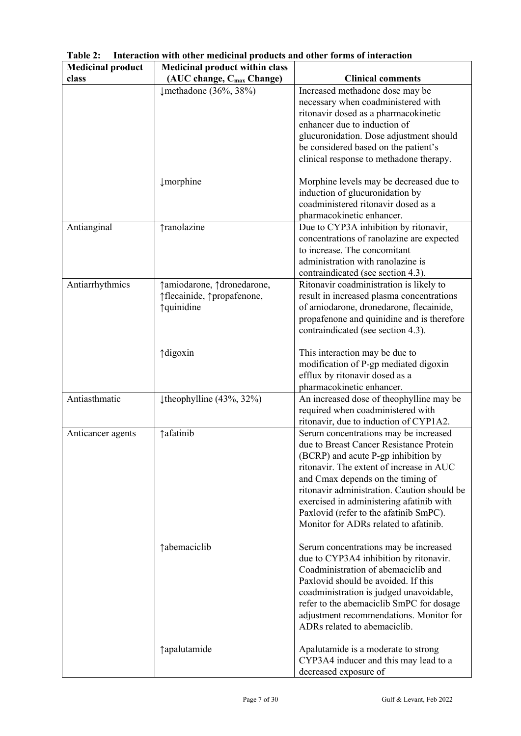**Table 2: Interaction with other medicinal products and other forms of interaction**

| Medicinal product class | Medicinal product within class (AUC change, $C_{max}$ Change) | Clinical comments |
|---|---|---|
| | ↓methadone (36%, 38%) | Increased methadone dose may be necessary when coadministered with ritonavir dosed as a pharmacokinetic enhancer due to induction of glucuronidation. Dose adjustment should be considered based on the patient's clinical response to methadone therapy. |
| | ↓morphine | Morphine levels may be decreased due to induction of glucuronidation by coadministered ritonavir dosed as a pharmacokinetic enhancer. |
| Antianginal | ↑ranolazine | Due to CYP3A inhibition by ritonavir, concentrations of ranolazine are expected to increase. The concomitant administration with ranolazine is contraindicated (see section 4.3). |
| Antiarrhythmics | ↑amiodarone, ↑dronedarone, ↑flecainide, ↑propafenone, ↑quinidine | Ritonavir coadministration is likely to result in increased plasma concentrations of amiodarone, dronedarone, flecainide, propafenone and quinidine and is therefore contraindicated (see section 4.3). |
| | ↑digoxin | This interaction may be due to modification of P-gp mediated digoxin efflux by ritonavir dosed as a pharmacokinetic enhancer. |
| Antiasthmatic | ↓theophylline (43%, 32%) | An increased dose of theophylline may be required when coadministered with ritonavir, due to induction of CYP1A2. |
| Anticancer agents | ↑afatinib | Serum concentrations may be increased due to Breast Cancer Resistance Protein (BCRP) and acute P-gp inhibition by ritonavir. The extent of increase in AUC and Cmax depends on the timing of ritonavir administration. Caution should be exercised in administering afatinib with Paxlovid (refer to the afatinib SmPC). Monitor for ADRs related to afatinib. |
| | ↑abemaciclib | Serum concentrations may be increased due to CYP3A4 inhibition by ritonavir. Coadministration of abemaciclib and Paxlovid should be avoided. If this coadministration is judged unavoidable, refer to the abemaciclib SmPC for dosage adjustment recommendations. Monitor for ADRs related to abemaciclib. |
| | ↑apalutamide | Apalutamide is a moderate to strong CYP3A4 inducer and this may lead to a decreased exposure of |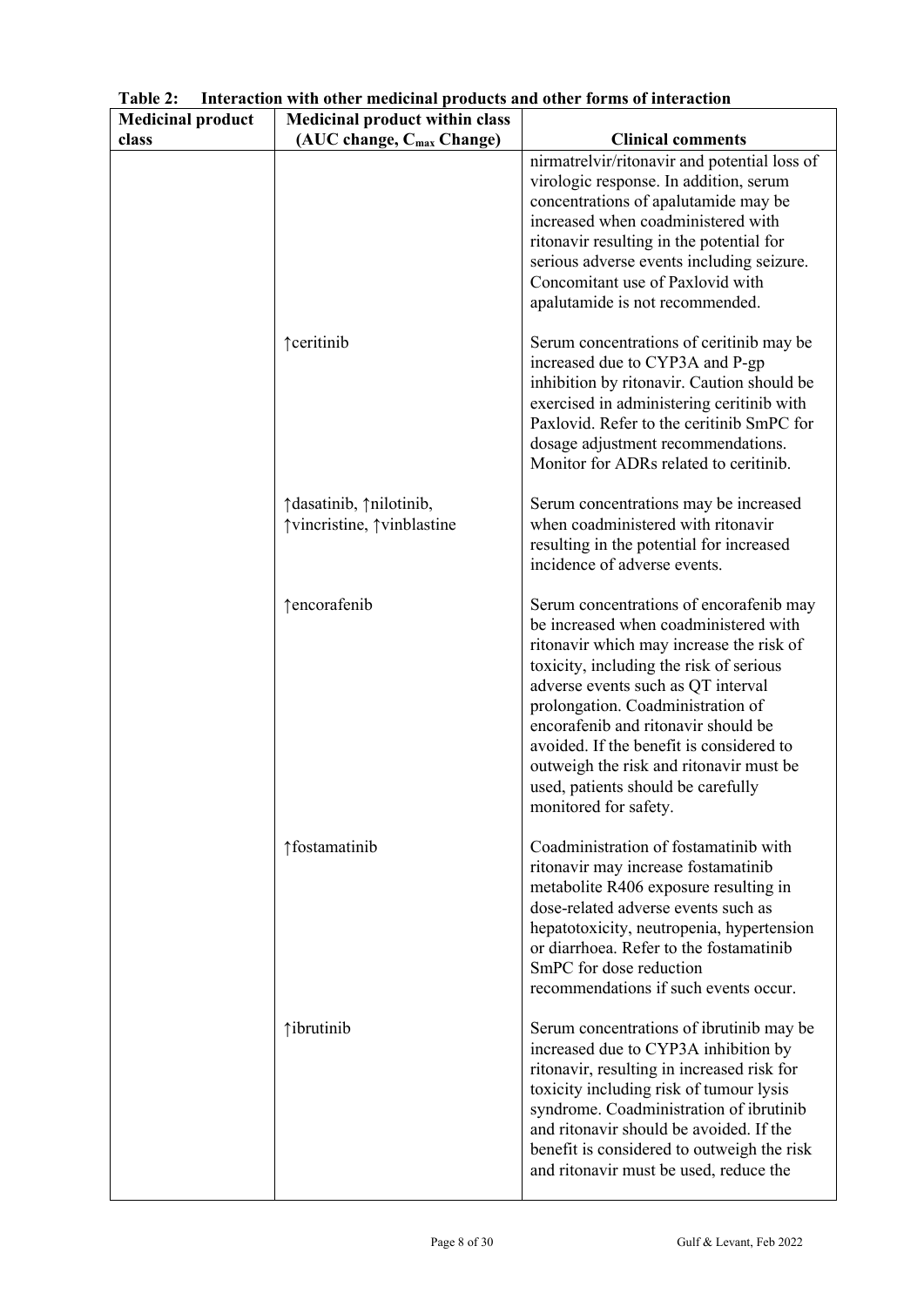**Table 2: Interaction with other medicinal products and other forms of interaction**

| Medicinal product class | Medicinal product within class (AUC change, $C_{max}$ Change) | Clinical comments |
|---|---|---|
| | | nirmatrelvir/ritonavir and potential loss of virologic response. In addition, serum concentrations of apalutamide may be increased when coadministered with ritonavir resulting in the potential for serious adverse events including seizure. Concomitant use of Paxlovid with apalutamide is not recommended. |
| | ↑ceritinib | Serum concentrations of ceritinib may be increased due to CYP3A and P-gp inhibition by ritonavir. Caution should be exercised in administering ceritinib with Paxlovid. Refer to the ceritinib SmPC for dosage adjustment recommendations. Monitor for ADRs related to ceritinib. |
| | ↑dasatinib, ↑nilotinib, ↑vincristine, ↑vinblastine | Serum concentrations may be increased when coadministered with ritonavir resulting in the potential for increased incidence of adverse events. |
| | ↑encorafenib | Serum concentrations of encorafenib may be increased when coadministered with ritonavir which may increase the risk of toxicity, including the risk of serious adverse events such as QT interval prolongation. Coadministration of encorafenib and ritonavir should be avoided. If the benefit is considered to outweigh the risk and ritonavir must be used, patients should be carefully monitored for safety. |
| | ↑fostamatinib | Coadministration of fostamatinib with ritonavir may increase fostamatinib metabolite R406 exposure resulting in dose-related adverse events such as hepatotoxicity, neutropenia, hypertension or diarrhoea. Refer to the fostamatinib SmPC for dose reduction recommendations if such events occur. |
| | ↑ibrutinib | Serum concentrations of ibrutinib may be increased due to CYP3A inhibition by ritonavir, resulting in increased risk for toxicity including risk of tumour lysis syndrome. Coadministration of ibrutinib and ritonavir should be avoided. If the benefit is considered to outweigh the risk and ritonavir must be used, reduce the |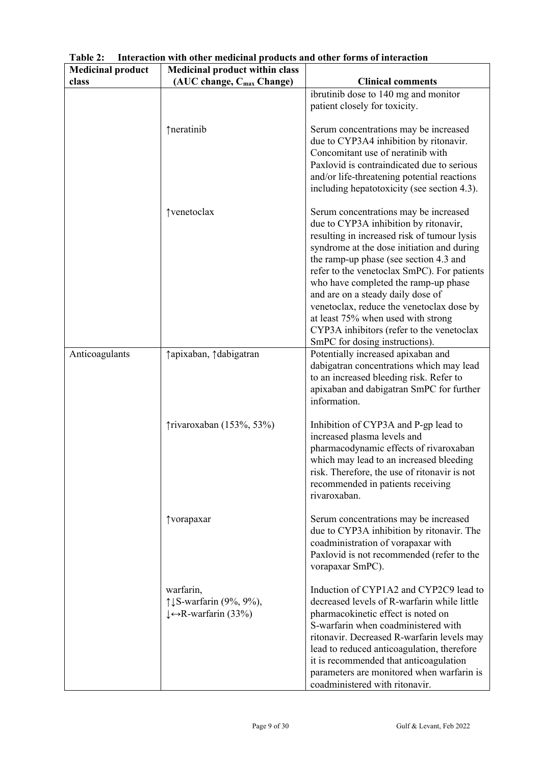**Table 2: Interaction with other medicinal products and other forms of interaction**

| Medicinal product class | Medicinal product within class (AUC change, $C_{max}$ Change) | Clinical comments |
|---|---|---|
| | | ibrutinib dose to 140 mg and monitor patient closely for toxicity. |
| | ↑neratinib | Serum concentrations may be increased due to CYP3A4 inhibition by ritonavir. Concomitant use of neratinib with Paxlovid is contraindicated due to serious and/or life-threatening potential reactions including hepatotoxicity (see section 4.3). |
| | ↑venetoclax | Serum concentrations may be increased due to CYP3A inhibition by ritonavir, resulting in increased risk of tumour lysis syndrome at the dose initiation and during the ramp-up phase (see section 4.3 and refer to the venetoclax SmPC). For patients who have completed the ramp-up phase and are on a steady daily dose of venetoclax, reduce the venetoclax dose by at least 75% when used with strong CYP3A inhibitors (refer to the venetoclax SmPC for dosing instructions). |
| Anticoagulants | ↑apixaban, ↑dabigatran | Potentially increased apixaban and dabigatran concentrations which may lead to an increased bleeding risk. Refer to apixaban and dabigatran SmPC for further information. |
| | ↑rivaroxaban (153%, 53%) | Inhibition of CYP3A and P-gp lead to increased plasma levels and pharmacodynamic effects of rivaroxaban which may lead to an increased bleeding risk. Therefore, the use of ritonavir is not recommended in patients receiving rivaroxaban. |
| | ↑vorapaxar | Serum concentrations may be increased due to CYP3A inhibition by ritonavir. The coadministration of vorapaxar with Paxlovid is not recommended (refer to the vorapaxar SmPC). |
| | warfarin,<br>↑↓S-warfarin (9%, 9%),<br>↓↔R-warfarin (33%) | Induction of CYP1A2 and CYP2C9 lead to decreased levels of R-warfarin while little pharmacokinetic effect is noted on S-warfarin when coadministered with ritonavir. Decreased R-warfarin levels may lead to reduced anticoagulation, therefore it is recommended that anticoagulation parameters are monitored when warfarin is coadministered with ritonavir. |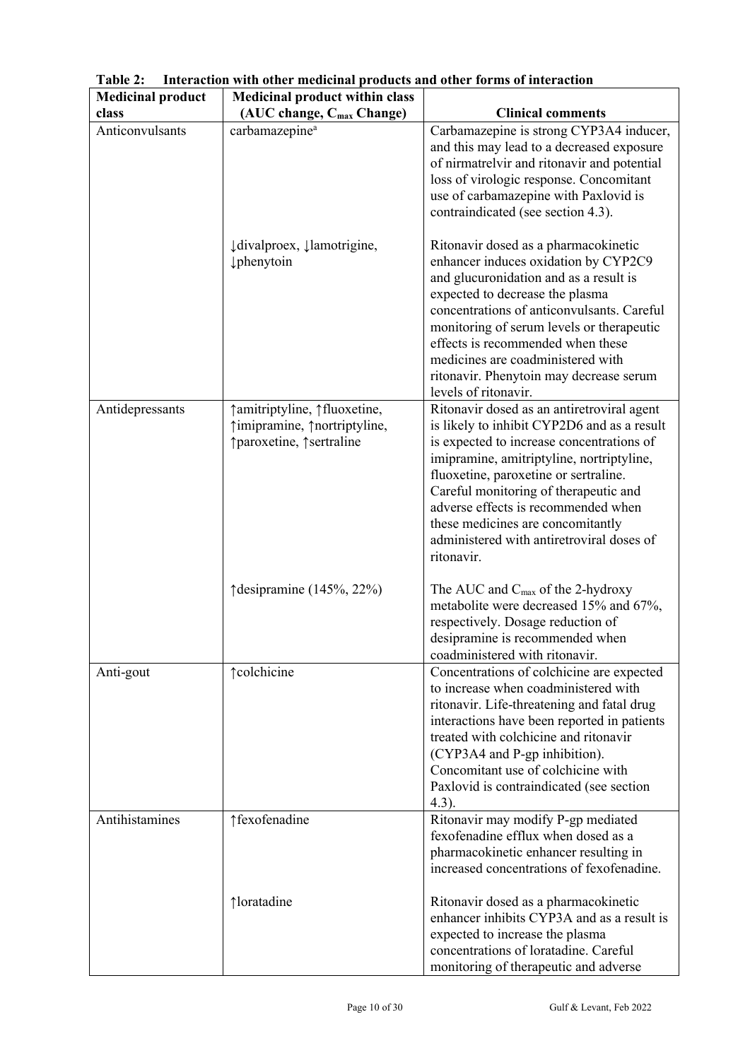**Table 2: Interaction with other medicinal products and other forms of interaction**

| Medicinal product class | Medicinal product within class (AUC change, $C_{max}$ Change) | Clinical comments |
|---|---|---|
| Anticonvulsants | carbamazepine[a] | Carbamazepine is strong CYP3A4 inducer, and this may lead to a decreased exposure of nirmatrelvir and ritonavir and potential loss of virologic response. Concomitant use of carbamazepine with Paxlovid is contraindicated (see section 4.3). |
| | ↓divalproex, ↓lamotrigine, ↓phenytoin | Ritonavir dosed as a pharmacokinetic enhancer induces oxidation by CYP2C9 and glucuronidation and as a result is expected to decrease the plasma concentrations of anticonvulsants. Careful monitoring of serum levels or therapeutic effects is recommended when these medicines are coadministered with ritonavir. Phenytoin may decrease serum levels of ritonavir. |
| Antidepressants | ↑amitriptyline, ↑fluoxetine, ↑imipramine, ↑nortriptyline, ↑paroxetine, ↑sertraline | Ritonavir dosed as an antiretroviral agent is likely to inhibit CYP2D6 and as a result is expected to increase concentrations of imipramine, amitriptyline, nortriptyline, fluoxetine, paroxetine or sertraline. Careful monitoring of therapeutic and adverse effects is recommended when these medicines are concomitantly administered with antiretroviral doses of ritonavir. |
| | ↑desipramine (145%, 22%) | The AUC and $C_{max}$ of the 2-hydroxy metabolite were decreased 15% and 67%, respectively. Dosage reduction of desipramine is recommended when coadministered with ritonavir. |
| Anti-gout | ↑colchicine | Concentrations of colchicine are expected to increase when coadministered with ritonavir. Life-threatening and fatal drug interactions have been reported in patients treated with colchicine and ritonavir (CYP3A4 and P-gp inhibition). Concomitant use of colchicine with Paxlovid is contraindicated (see section 4.3). |
| Antihistamines | ↑fexofenadine | Ritonavir may modify P-gp mediated fexofenadine efflux when dosed as a pharmacokinetic enhancer resulting in increased concentrations of fexofenadine. |
| | ↑loratadine | Ritonavir dosed as a pharmacokinetic enhancer inhibits CYP3A and as a result is expected to increase the plasma concentrations of loratadine. Careful monitoring of therapeutic and adverse |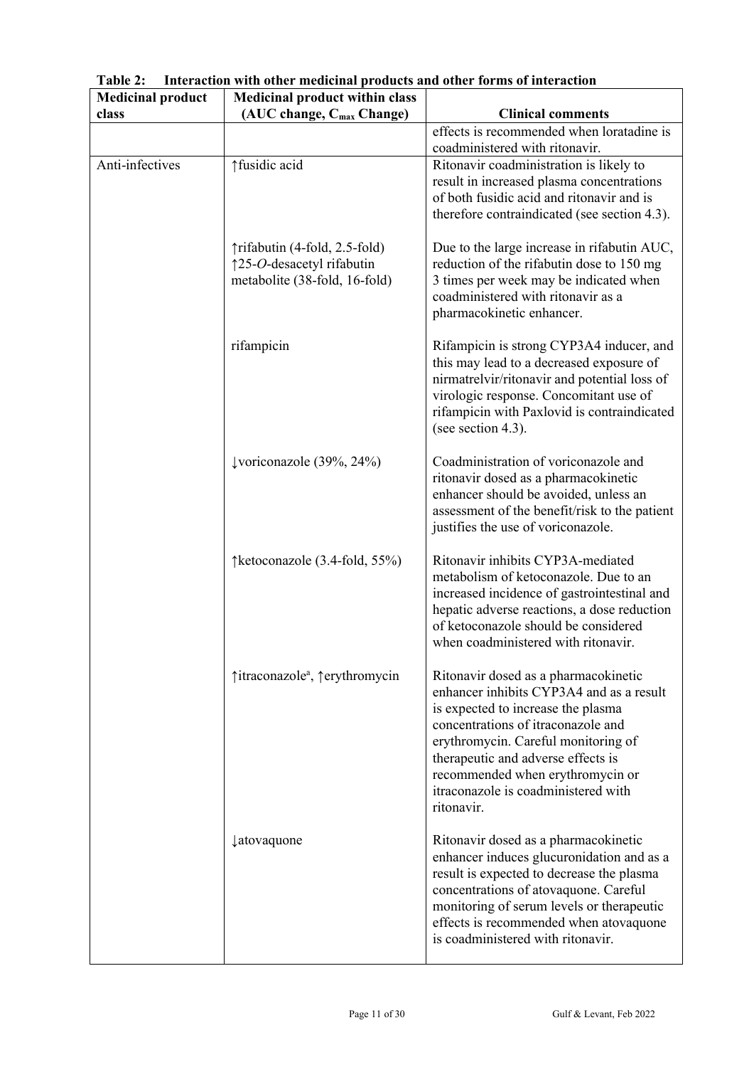**Table 2: Interaction with other medicinal products and other forms of interaction**

| Medicinal product class | Medicinal product within class (AUC change, $C_{max}$ Change) | Clinical comments |
|---|---|---|
| | | effects is recommended when loratadine is coadministered with ritonavir. |
| Anti-infectives | ↑fusidic acid | Ritonavir coadministration is likely to result in increased plasma concentrations of both fusidic acid and ritonavir and is therefore contraindicated (see section 4.3). |
| | ↑rifabutin (4-fold, 2.5-fold) ↑25-*O*-desacetyl rifabutin metabolite (38-fold, 16-fold) | Due to the large increase in rifabutin AUC, reduction of the rifabutin dose to 150 mg 3 times per week may be indicated when coadministered with ritonavir as a pharmacokinetic enhancer. |
| | rifampicin | Rifampicin is strong CYP3A4 inducer, and this may lead to a decreased exposure of nirmatrelvir/ritonavir and potential loss of virologic response. Concomitant use of rifampicin with Paxlovid is contraindicated (see section 4.3). |
| | ↓voriconazole (39%, 24%) | Coadministration of voriconazole and ritonavir dosed as a pharmacokinetic enhancer should be avoided, unless an assessment of the benefit/risk to the patient justifies the use of voriconazole. |
| | ↑ketoconazole (3.4-fold, 55%) | Ritonavir inhibits CYP3A-mediated metabolism of ketoconazole. Due to an increased incidence of gastrointestinal and hepatic adverse reactions, a dose reduction of ketoconazole should be considered when coadministered with ritonavir. |
| | ↑itraconazole[a], ↑erythromycin | Ritonavir dosed as a pharmacokinetic enhancer inhibits CYP3A4 and as a result is expected to increase the plasma concentrations of itraconazole and erythromycin. Careful monitoring of therapeutic and adverse effects is recommended when erythromycin or itraconazole is coadministered with ritonavir. |
| | ↓atovaquone | Ritonavir dosed as a pharmacokinetic enhancer induces glucuronidation and as a result is expected to decrease the plasma concentrations of atovaquone. Careful monitoring of serum levels or therapeutic effects is recommended when atovaquone is coadministered with ritonavir. |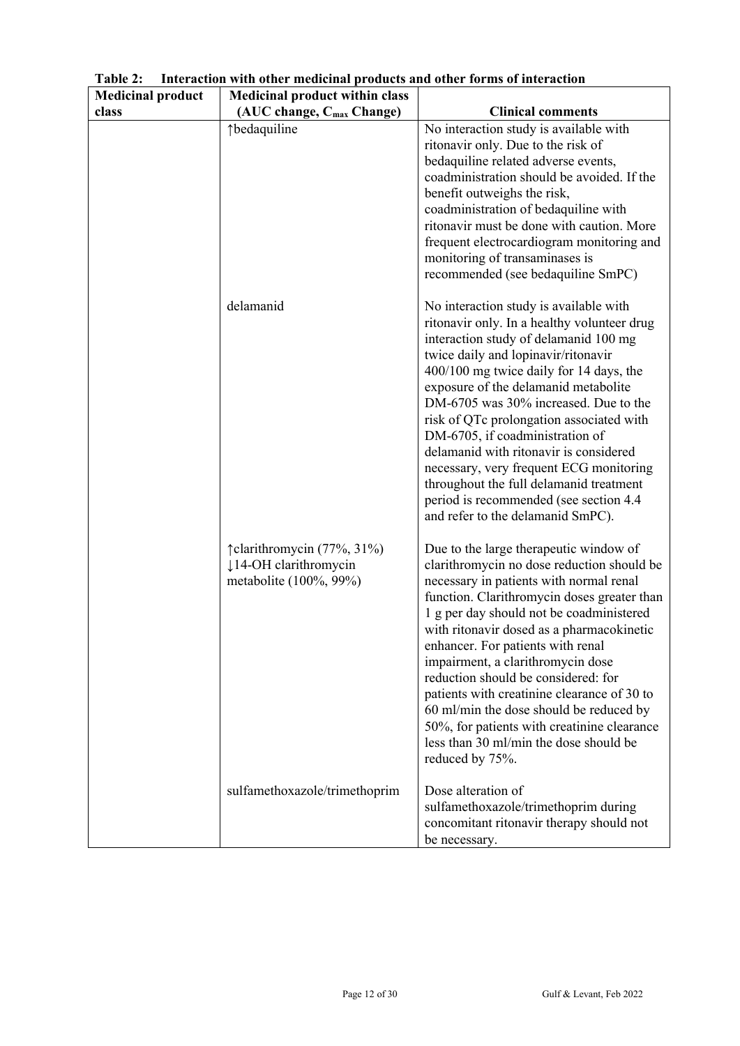**Table 2: Interaction with other medicinal products and other forms of interaction**

| Medicinal product class | Medicinal product within class (AUC change, $C_{max}$ Change) | Clinical comments |
|---|---|---|
| | ↑bedaquiline | No interaction study is available with ritonavir only. Due to the risk of bedaquiline related adverse events, coadministration should be avoided. If the benefit outweighs the risk, coadministration of bedaquiline with ritonavir must be done with caution. More frequent electrocardiogram monitoring and monitoring of transaminases is recommended (see bedaquiline SmPC) |
| | delamanid | No interaction study is available with ritonavir only. In a healthy volunteer drug interaction study of delamanid 100 mg twice daily and lopinavir/ritonavir 400/100 mg twice daily for 14 days, the exposure of the delamanid metabolite DM-6705 was 30% increased. Due to the risk of QTc prolongation associated with DM-6705, if coadministration of delamanid with ritonavir is considered necessary, very frequent ECG monitoring throughout the full delamanid treatment period is recommended (see section 4.4 and refer to the delamanid SmPC). |
| | ↑clarithromycin (77%, 31%)<br>↓14-OH clarithromycin metabolite (100%, 99%) | Due to the large therapeutic window of clarithromycin no dose reduction should be necessary in patients with normal renal function. Clarithromycin doses greater than 1 g per day should not be coadministered with ritonavir dosed as a pharmacokinetic enhancer. For patients with renal impairment, a clarithromycin dose reduction should be considered: for patients with creatinine clearance of 30 to 60 ml/min the dose should be reduced by 50%, for patients with creatinine clearance less than 30 ml/min the dose should be reduced by 75%. |
| | sulfamethoxazole/trimethoprim | Dose alteration of sulfamethoxazole/trimethoprim during concomitant ritonavir therapy should not be necessary. |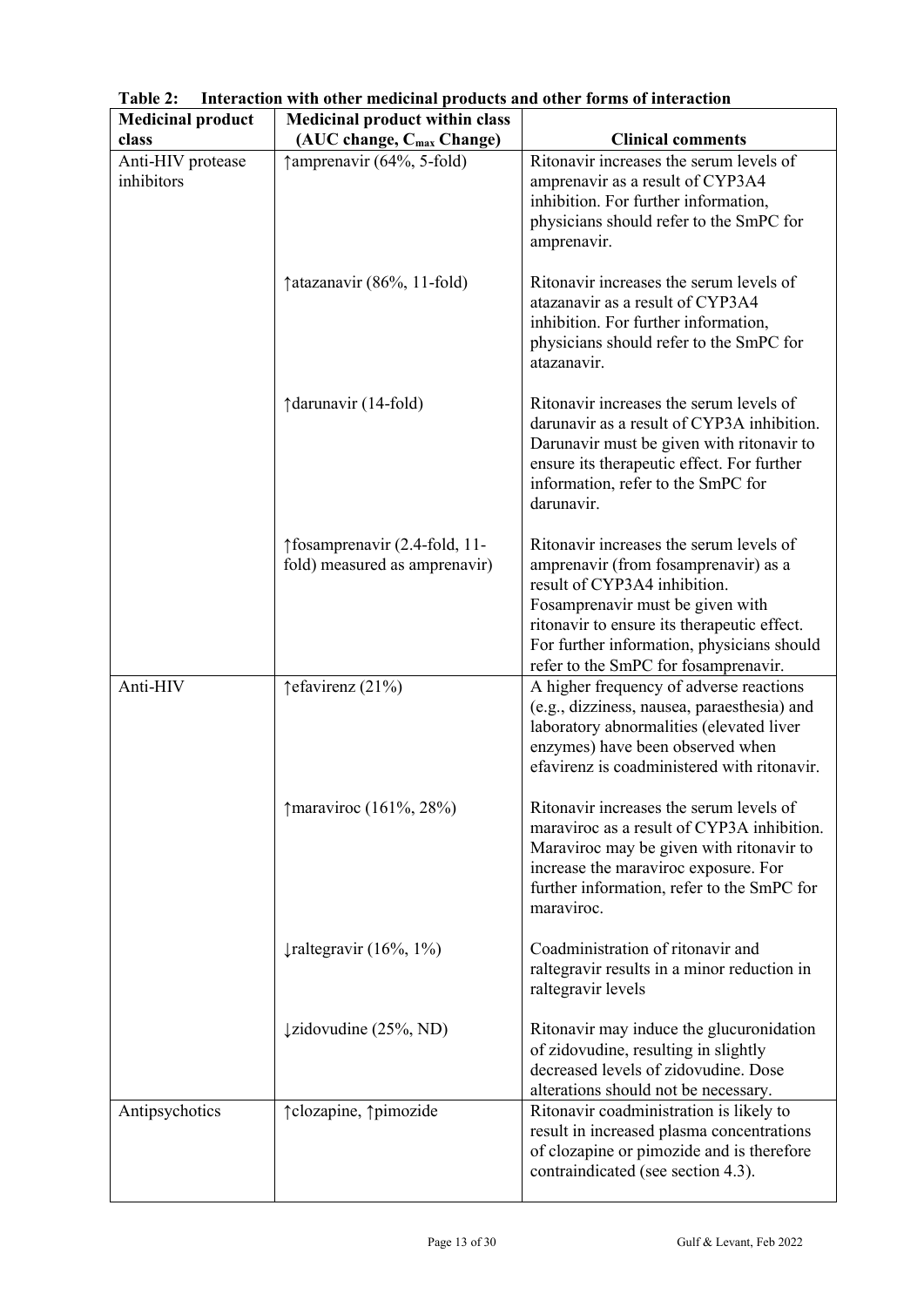**Table 2: Interaction with other medicinal products and other forms of interaction**

| Medicinal product class | Medicinal product within class (AUC change, $C_{max}$ Change) | Clinical comments |
|---|---|---|
| Anti-HIV protease inhibitors | ↑amprenavir (64%, 5-fold) | Ritonavir increases the serum levels of amprenavir as a result of CYP3A4 inhibition. For further information, physicians should refer to the SmPC for amprenavir. |
| | ↑atazanavir (86%, 11-fold) | Ritonavir increases the serum levels of atazanavir as a result of CYP3A4 inhibition. For further information, physicians should refer to the SmPC for atazanavir. |
| | ↑darunavir (14-fold) | Ritonavir increases the serum levels of darunavir as a result of CYP3A inhibition. Darunavir must be given with ritonavir to ensure its therapeutic effect. For further information, refer to the SmPC for darunavir. |
| | ↑fosamprenavir (2.4-fold, 11-fold) measured as amprenavir) | Ritonavir increases the serum levels of amprenavir (from fosamprenavir) as a result of CYP3A4 inhibition. Fosamprenavir must be given with ritonavir to ensure its therapeutic effect. For further information, physicians should refer to the SmPC for fosamprenavir. |
| Anti-HIV | ↑efavirenz (21%) | A higher frequency of adverse reactions (e.g., dizziness, nausea, paraesthesia) and laboratory abnormalities (elevated liver enzymes) have been observed when efavirenz is coadministered with ritonavir. |
| | ↑maraviroc (161%, 28%) | Ritonavir increases the serum levels of maraviroc as a result of CYP3A inhibition. Maraviroc may be given with ritonavir to increase the maraviroc exposure. For further information, refer to the SmPC for maraviroc. |
| | ↓raltegravir (16%, 1%) | Coadministration of ritonavir and raltegravir results in a minor reduction in raltegravir levels |
| | ↓zidovudine (25%, ND) | Ritonavir may induce the glucuronidation of zidovudine, resulting in slightly decreased levels of zidovudine. Dose alterations should not be necessary. |
| Antipsychotics | ↑clozapine, ↑pimozide | Ritonavir coadministration is likely to result in increased plasma concentrations of clozapine or pimozide and is therefore contraindicated (see section 4.3). |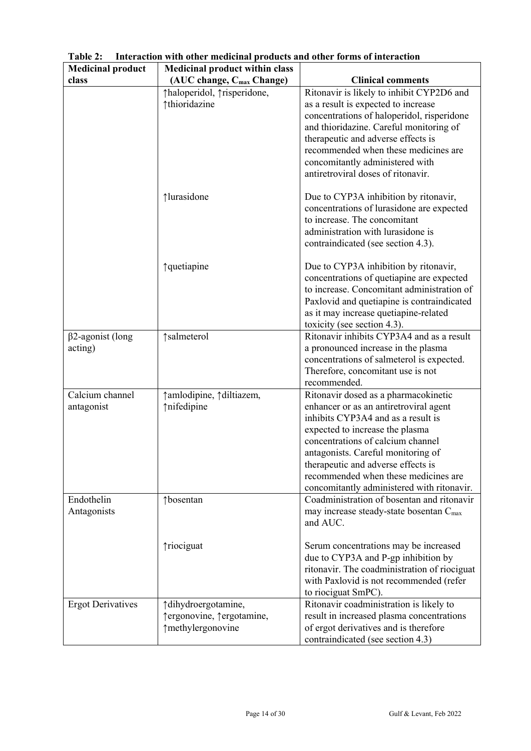**Table 2: Interaction with other medicinal products and other forms of interaction**

| Medicinal product class | Medicinal product within class (AUC change, $C_{max}$ Change) | Clinical comments |
|---|---|---|
| | ↑haloperidol, ↑risperidone, ↑thioridazine | Ritonavir is likely to inhibit CYP2D6 and as a result is expected to increase concentrations of haloperidol, risperidone and thioridazine. Careful monitoring of therapeutic and adverse effects is recommended when these medicines are concomitantly administered with antiretroviral doses of ritonavir. |
| | ↑lurasidone | Due to CYP3A inhibition by ritonavir, concentrations of lurasidone are expected to increase. The concomitant administration with lurasidone is contraindicated (see section 4.3). |
| | ↑quetiapine | Due to CYP3A inhibition by ritonavir, concentrations of quetiapine are expected to increase. Concomitant administration of Paxlovid and quetiapine is contraindicated as it may increase quetiapine-related toxicity (see section 4.3). |
| β2-agonist (long acting) | ↑salmeterol | Ritonavir inhibits CYP3A4 and as a result a pronounced increase in the plasma concentrations of salmeterol is expected. Therefore, concomitant use is not recommended. |
| Calcium channel antagonist | ↑amlodipine, ↑diltiazem, ↑nifedipine | Ritonavir dosed as a pharmacokinetic enhancer or as an antiretroviral agent inhibits CYP3A4 and as a result is expected to increase the plasma concentrations of calcium channel antagonists. Careful monitoring of therapeutic and adverse effects is recommended when these medicines are concomitantly administered with ritonavir. |
| Endothelin Antagonists | ↑bosentan | Coadministration of bosentan and ritonavir may increase steady-state bosentan $C_{max}$ and AUC. |
| | ↑riociguat | Serum concentrations may be increased due to CYP3A and P-gp inhibition by ritonavir. The coadministration of riociguat with Paxlovid is not recommended (refer to riociguat SmPC). |
| Ergot Derivatives | ↑dihydroergotamine, ↑ergonovine, ↑ergotamine, ↑methylergonovine | Ritonavir coadministration is likely to result in increased plasma concentrations of ergot derivatives and is therefore contraindicated (see section 4.3) |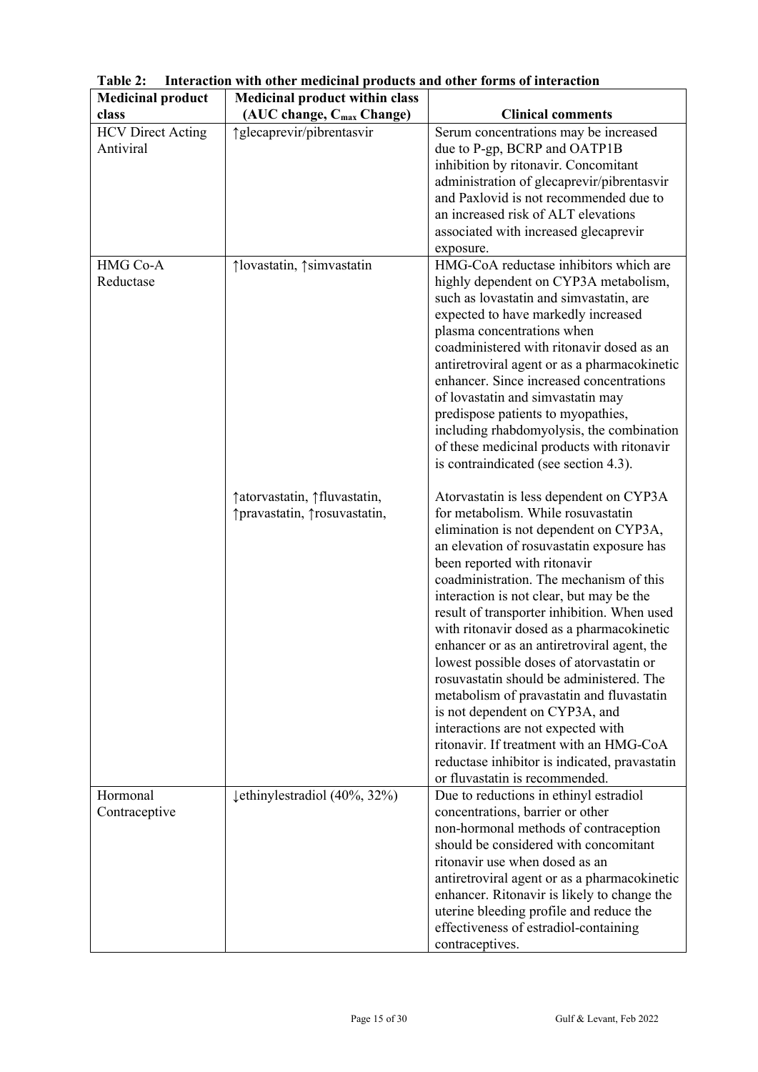**Table 2: Interaction with other medicinal products and other forms of interaction**

| Medicinal product class | Medicinal product within class (AUC change, $C_{max}$ Change) | Clinical comments |
|---|---|---|
| HCV Direct Acting Antiviral | ↑glecaprevir/pibrentasvir | Serum concentrations may be increased due to P-gp, BCRP and OATP1B inhibition by ritonavir. Concomitant administration of glecaprevir/pibrentasvir and Paxlovid is not recommended due to an increased risk of ALT elevations associated with increased glecaprevir exposure. |
| HMG Co-A Reductase | ↑lovastatin, ↑simvastatin | HMG-CoA reductase inhibitors which are highly dependent on CYP3A metabolism, such as lovastatin and simvastatin, are expected to have markedly increased plasma concentrations when coadministered with ritonavir dosed as an antiretroviral agent or as a pharmacokinetic enhancer. Since increased concentrations of lovastatin and simvastatin may predispose patients to myopathies, including rhabdomyolysis, the combination of these medicinal products with ritonavir is contraindicated (see section 4.3). |
| | ↑atorvastatin, ↑fluvastatin, ↑pravastatin, ↑rosuvastatin, | Atorvastatin is less dependent on CYP3A for metabolism. While rosuvastatin elimination is not dependent on CYP3A, an elevation of rosuvastatin exposure has been reported with ritonavir coadministration. The mechanism of this interaction is not clear, but may be the result of transporter inhibition. When used with ritonavir dosed as a pharmacokinetic enhancer or as an antiretroviral agent, the lowest possible doses of atorvastatin or rosuvastatin should be administered. The metabolism of pravastatin and fluvastatin is not dependent on CYP3A, and interactions are not expected with ritonavir. If treatment with an HMG-CoA reductase inhibitor is indicated, pravastatin or fluvastatin is recommended. |
| Hormonal Contraceptive | ↓ethinylestradiol (40%, 32%) | Due to reductions in ethinyl estradiol concentrations, barrier or other non-hormonal methods of contraception should be considered with concomitant ritonavir use when dosed as an antiretroviral agent or as a pharmacokinetic enhancer. Ritonavir is likely to change the uterine bleeding profile and reduce the effectiveness of estradiol-containing contraceptives. |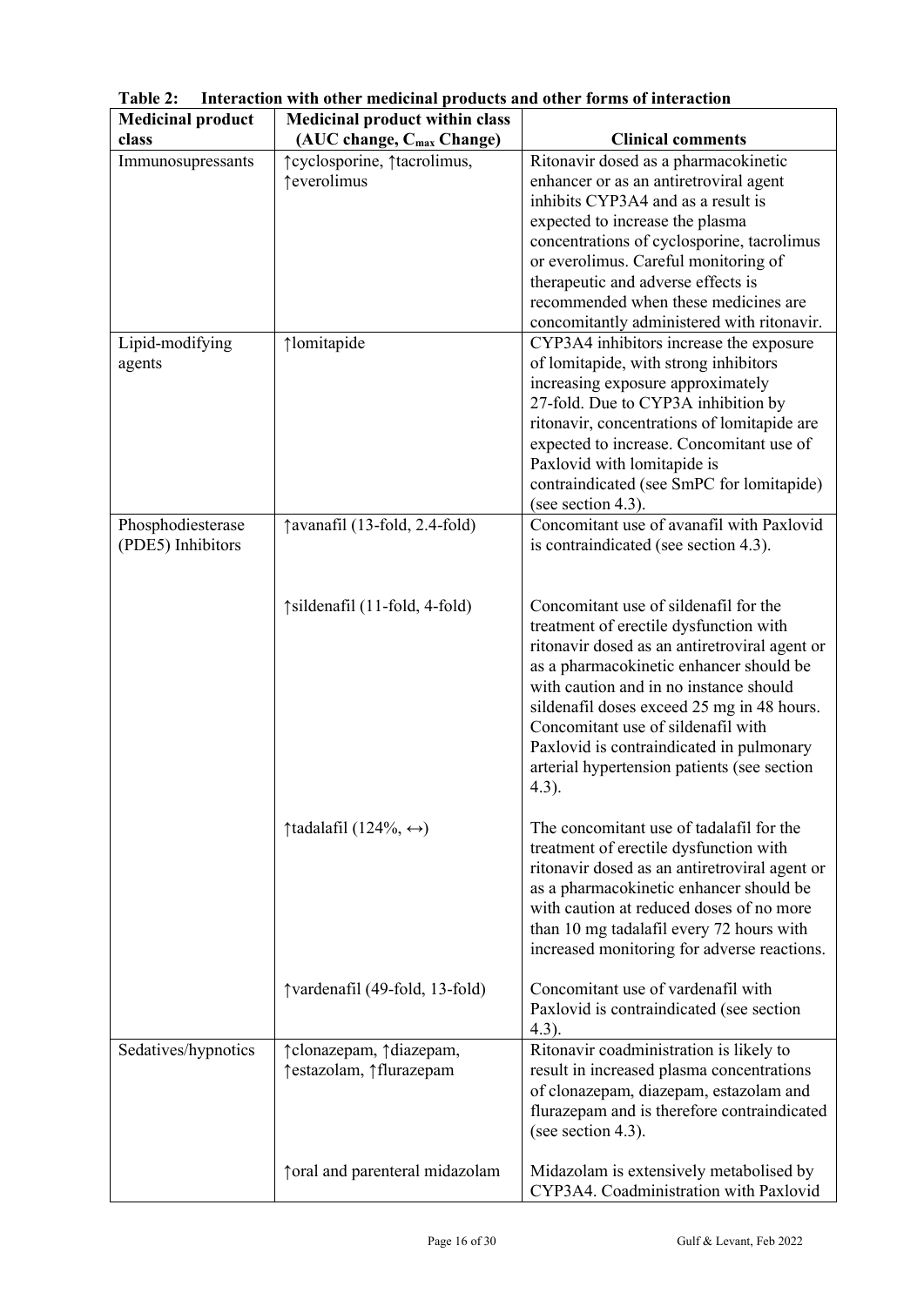**Table 2: Interaction with other medicinal products and other forms of interaction**

| Medicinal product class | Medicinal product within class (AUC change, $C_{max}$ Change) | Clinical comments |
|---|---|---|
| Immunosupressants | ↑cyclosporine, ↑tacrolimus, ↑everolimus | Ritonavir dosed as a pharmacokinetic enhancer or as an antiretroviral agent inhibits CYP3A4 and as a result is expected to increase the plasma concentrations of cyclosporine, tacrolimus or everolimus. Careful monitoring of therapeutic and adverse effects is recommended when these medicines are concomitantly administered with ritonavir. |
| Lipid-modifying agents | ↑lomitapide | CYP3A4 inhibitors increase the exposure of lomitapide, with strong inhibitors increasing exposure approximately 27-fold. Due to CYP3A inhibition by ritonavir, concentrations of lomitapide are expected to increase. Concomitant use of Paxlovid with lomitapide is contraindicated (see SmPC for lomitapide) (see section 4.3). |
| Phosphodiesterase (PDE5) Inhibitors | ↑avanafil (13-fold, 2.4-fold) | Concomitant use of avanafil with Paxlovid is contraindicated (see section 4.3). |
| | ↑sildenafil (11-fold, 4-fold) | Concomitant use of sildenafil for the treatment of erectile dysfunction with ritonavir dosed as an antiretroviral agent or as a pharmacokinetic enhancer should be with caution and in no instance should sildenafil doses exceed 25 mg in 48 hours. Concomitant use of sildenafil with Paxlovid is contraindicated in pulmonary arterial hypertension patients (see section 4.3). |
| | ↑tadalafil (124%, ↔) | The concomitant use of tadalafil for the treatment of erectile dysfunction with ritonavir dosed as an antiretroviral agent or as a pharmacokinetic enhancer should be with caution at reduced doses of no more than 10 mg tadalafil every 72 hours with increased monitoring for adverse reactions. |
| | ↑vardenafil (49-fold, 13-fold) | Concomitant use of vardenafil with Paxlovid is contraindicated (see section 4.3). |
| Sedatives/hypnotics | ↑clonazepam, ↑diazepam, ↑estazolam, ↑flurazepam | Ritonavir coadministration is likely to result in increased plasma concentrations of clonazepam, diazepam, estazolam and flurazepam and is therefore contraindicated (see section 4.3). |
| | ↑oral and parenteral midazolam | Midazolam is extensively metabolised by CYP3A4. Coadministration with Paxlovid |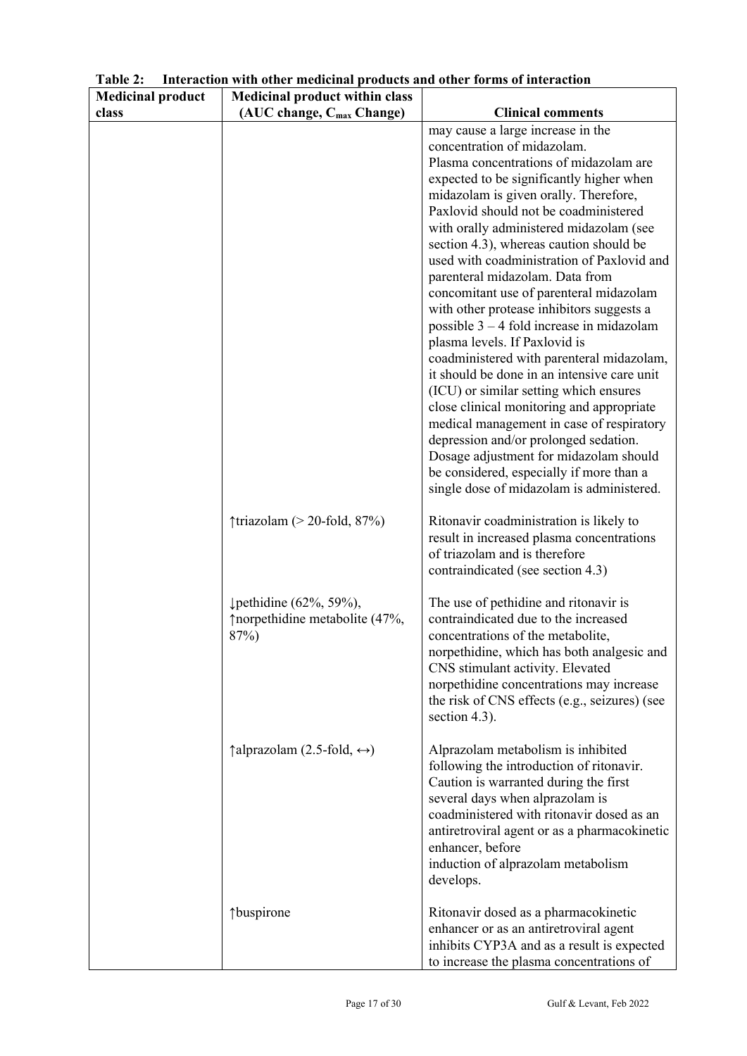**Table 2: Interaction with other medicinal products and other forms of interaction**

| Medicinal product class | Medicinal product within class (AUC change, $C_{max}$ Change) | Clinical comments |
|---|---|---|
| | | may cause a large increase in the concentration of midazolam. Plasma concentrations of midazolam are expected to be significantly higher when midazolam is given orally. Therefore, Paxlovid should not be coadministered with orally administered midazolam (see section 4.3), whereas caution should be used with coadministration of Paxlovid and parenteral midazolam. Data from concomitant use of parenteral midazolam with other protease inhibitors suggests a possible 3 – 4 fold increase in midazolam plasma levels. If Paxlovid is coadministered with parenteral midazolam, it should be done in an intensive care unit (ICU) or similar setting which ensures close clinical monitoring and appropriate medical management in case of respiratory depression and/or prolonged sedation. Dosage adjustment for midazolam should be considered, especially if more than a single dose of midazolam is administered. |
| | ↑triazolam (> 20-fold, 87%) | Ritonavir coadministration is likely to result in increased plasma concentrations of triazolam and is therefore contraindicated (see section 4.3) |
| | ↓pethidine (62%, 59%), ↑norpethidine metabolite (47%, 87%) | The use of pethidine and ritonavir is contraindicated due to the increased concentrations of the metabolite, norpethidine, which has both analgesic and CNS stimulant activity. Elevated norpethidine concentrations may increase the risk of CNS effects (e.g., seizures) (see section 4.3). |
| | ↑alprazolam (2.5-fold, ↔) | Alprazolam metabolism is inhibited following the introduction of ritonavir. Caution is warranted during the first several days when alprazolam is coadministered with ritonavir dosed as an antiretroviral agent or as a pharmacokinetic enhancer, before induction of alprazolam metabolism develops. |
| | ↑buspirone | Ritonavir dosed as a pharmacokinetic enhancer or as an antiretroviral agent inhibits CYP3A and as a result is expected to increase the plasma concentrations of |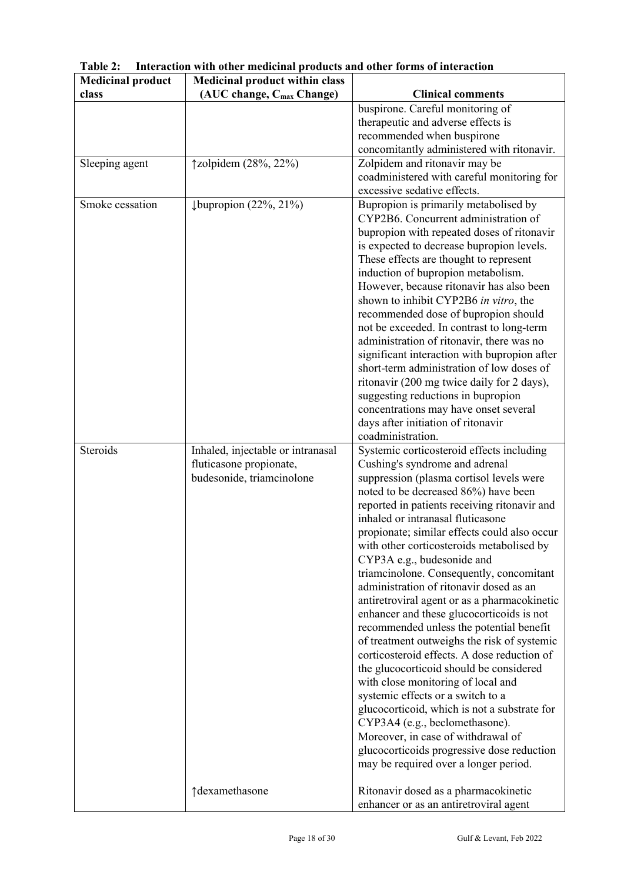**Table 2: Interaction with other medicinal products and other forms of interaction**

| Medicinal product class | Medicinal product within class (AUC change, $C_{max}$ Change) | Clinical comments |
|---|---|---|
| | | buspirone. Careful monitoring of therapeutic and adverse effects is recommended when buspirone concomitantly administered with ritonavir. |
| Sleeping agent | ↑zolpidem (28%, 22%) | Zolpidem and ritonavir may be coadministered with careful monitoring for excessive sedative effects. |
| Smoke cessation | ↓bupropion (22%, 21%) | Bupropion is primarily metabolised by CYP2B6. Concurrent administration of bupropion with repeated doses of ritonavir is expected to decrease bupropion levels. These effects are thought to represent induction of bupropion metabolism. However, because ritonavir has also been shown to inhibit CYP2B6 *in vitro*, the recommended dose of bupropion should not be exceeded. In contrast to long-term administration of ritonavir, there was no significant interaction with bupropion after short-term administration of low doses of ritonavir (200 mg twice daily for 2 days), suggesting reductions in bupropion concentrations may have onset several days after initiation of ritonavir coadministration. |
| Steroids | Inhaled, injectable or intranasal fluticasone propionate, budesonide, triamcinolone | Systemic corticosteroid effects including Cushing's syndrome and adrenal suppression (plasma cortisol levels were noted to be decreased 86%) have been reported in patients receiving ritonavir and inhaled or intranasal fluticasone propionate; similar effects could also occur with other corticosteroids metabolised by CYP3A e.g., budesonide and triamcinolone. Consequently, concomitant administration of ritonavir dosed as an antiretroviral agent or as a pharmacokinetic enhancer and these glucocorticoids is not recommended unless the potential benefit of treatment outweighs the risk of systemic corticosteroid effects. A dose reduction of the glucocorticoid should be considered with close monitoring of local and systemic effects or a switch to a glucocorticoid, which is not a substrate for CYP3A4 (e.g., beclomethasone). Moreover, in case of withdrawal of glucocorticoids progressive dose reduction may be required over a longer period. |
| | ↑dexamethasone | Ritonavir dosed as a pharmacokinetic enhancer or as an antiretroviral agent |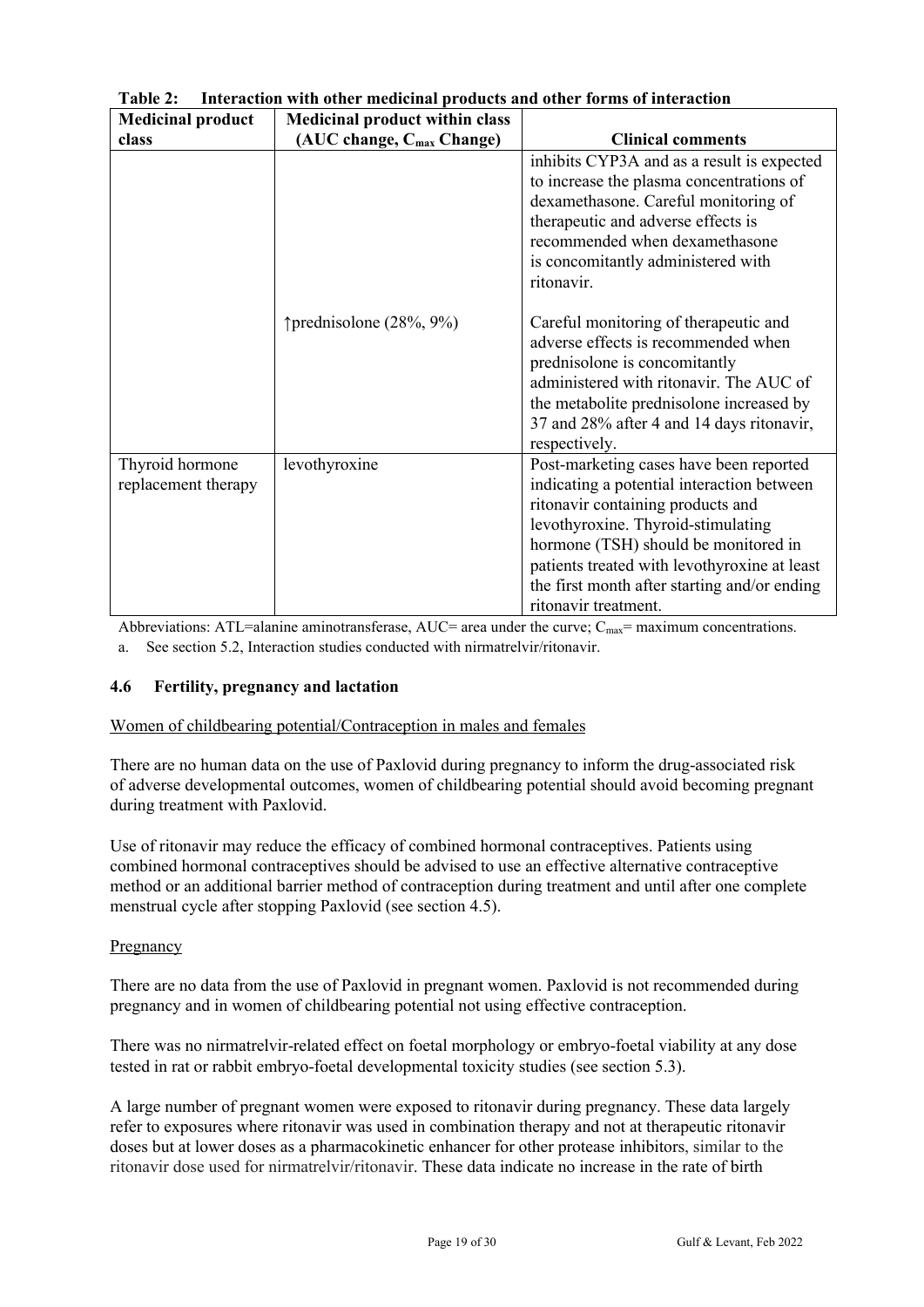**Table 2: Interaction with other medicinal products and other forms of interaction**

| Medicinal product class | Medicinal product within class (AUC change, $C_{max}$ Change) | Clinical comments |
|---|---|---|
| | | inhibits CYP3A and as a result is expected to increase the plasma concentrations of dexamethasone. Careful monitoring of therapeutic and adverse effects is recommended when dexamethasone is concomitantly administered with ritonavir. |
| | ↑prednisolone (28%, 9%) | Careful monitoring of therapeutic and adverse effects is recommended when prednisolone is concomitantly administered with ritonavir. The AUC of the metabolite prednisolone increased by 37 and 28% after 4 and 14 days ritonavir, respectively. |
| Thyroid hormone replacement therapy | levothyroxine | Post-marketing cases have been reported indicating a potential interaction between ritonavir containing products and levothyroxine. Thyroid-stimulating hormone (TSH) should be monitored in patients treated with levothyroxine at least the first month after starting and/or ending ritonavir treatment. |

Abbreviations: ATL=alanine aminotransferase, AUC= area under the curve; $C_{max}$= maximum concentrations.

a. See section 5.2, Interaction studies conducted with nirmatrelvir/ritonavir.

### 4.6 Fertility, pregnancy and lactation

Women of childbearing potential/Contraception in males and females

There are no human data on the use of Paxlovid during pregnancy to inform the drug-associated risk of adverse developmental outcomes, women of childbearing potential should avoid becoming pregnant during treatment with Paxlovid.

Use of ritonavir may reduce the efficacy of combined hormonal contraceptives. Patients using combined hormonal contraceptives should be advised to use an effective alternative contraceptive method or an additional barrier method of contraception during treatment and until after one complete menstrual cycle after stopping Paxlovid (see section 4.5).

Pregnancy

There are no data from the use of Paxlovid in pregnant women. Paxlovid is not recommended during pregnancy and in women of childbearing potential not using effective contraception.

There was no nirmatrelvir-related effect on foetal morphology or embryo-foetal viability at any dose tested in rat or rabbit embryo-foetal developmental toxicity studies (see section 5.3).

A large number of pregnant women were exposed to ritonavir during pregnancy. These data largely refer to exposures where ritonavir was used in combination therapy and not at therapeutic ritonavir doses but at lower doses as a pharmacokinetic enhancer for other protease inhibitors, similar to the ritonavir dose used for nirmatrelvir/ritonavir. These data indicate no increase in the rate of birth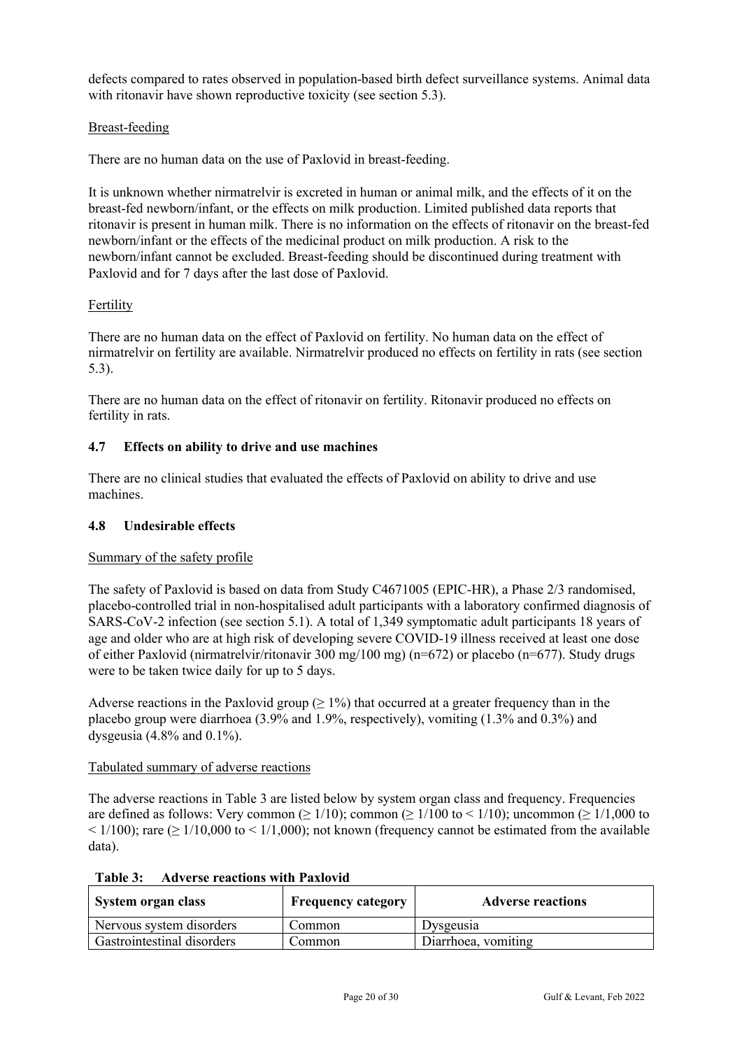defects compared to rates observed in population-based birth defect surveillance systems. Animal data with ritonavir have shown reproductive toxicity (see section 5.3).

Breast-feeding

There are no human data on the use of Paxlovid in breast-feeding.

It is unknown whether nirmatrelvir is excreted in human or animal milk, and the effects of it on the breast-fed newborn/infant, or the effects on milk production. Limited published data reports that ritonavir is present in human milk. There is no information on the effects of ritonavir on the breast-fed newborn/infant or the effects of the medicinal product on milk production. A risk to the newborn/infant cannot be excluded. Breast-feeding should be discontinued during treatment with Paxlovid and for 7 days after the last dose of Paxlovid.

Fertility

There are no human data on the effect of Paxlovid on fertility. No human data on the effect of nirmatrelvir on fertility are available. Nirmatrelvir produced no effects on fertility in rats (see section 5.3).

There are no human data on the effect of ritonavir on fertility. Ritonavir produced no effects on fertility in rats.

## 4.7 Effects on ability to drive and use machines

There are no clinical studies that evaluated the effects of Paxlovid on ability to drive and use machines.

## 4.8 Undesirable effects

Summary of the safety profile

The safety of Paxlovid is based on data from Study C4671005 (EPIC-HR), a Phase 2/3 randomised, placebo-controlled trial in non-hospitalised adult participants with a laboratory confirmed diagnosis of SARS-CoV-2 infection (see section 5.1). A total of 1,349 symptomatic adult participants 18 years of age and older who are at high risk of developing severe COVID-19 illness received at least one dose of either Paxlovid (nirmatrelvir/ritonavir 300 mg/100 mg) (n=672) or placebo (n=677). Study drugs were to be taken twice daily for up to 5 days.

Adverse reactions in the Paxlovid group ($\geq 1\%$) that occurred at a greater frequency than in the placebo group were diarrhoea (3.9% and 1.9%, respectively), vomiting (1.3% and 0.3%) and dysgeusia (4.8% and 0.1%).

Tabulated summary of adverse reactions

The adverse reactions in Table 3 are listed below by system organ class and frequency. Frequencies are defined as follows: Very common ($\geq 1/10$); common ($\geq 1/100$ to $< 1/10$); uncommon ($\geq 1/1{,}000$ to $< 1/100$); rare ($\geq 1/10{,}000$ to $< 1/1{,}000$); not known (frequency cannot be estimated from the available data).

**Table 3: Adverse reactions with Paxlovid**

| System organ class | Frequency category | Adverse reactions |
|---|---|---|
| Nervous system disorders | Common | Dysgeusia |
| Gastrointestinal disorders | Common | Diarrhoea, vomiting |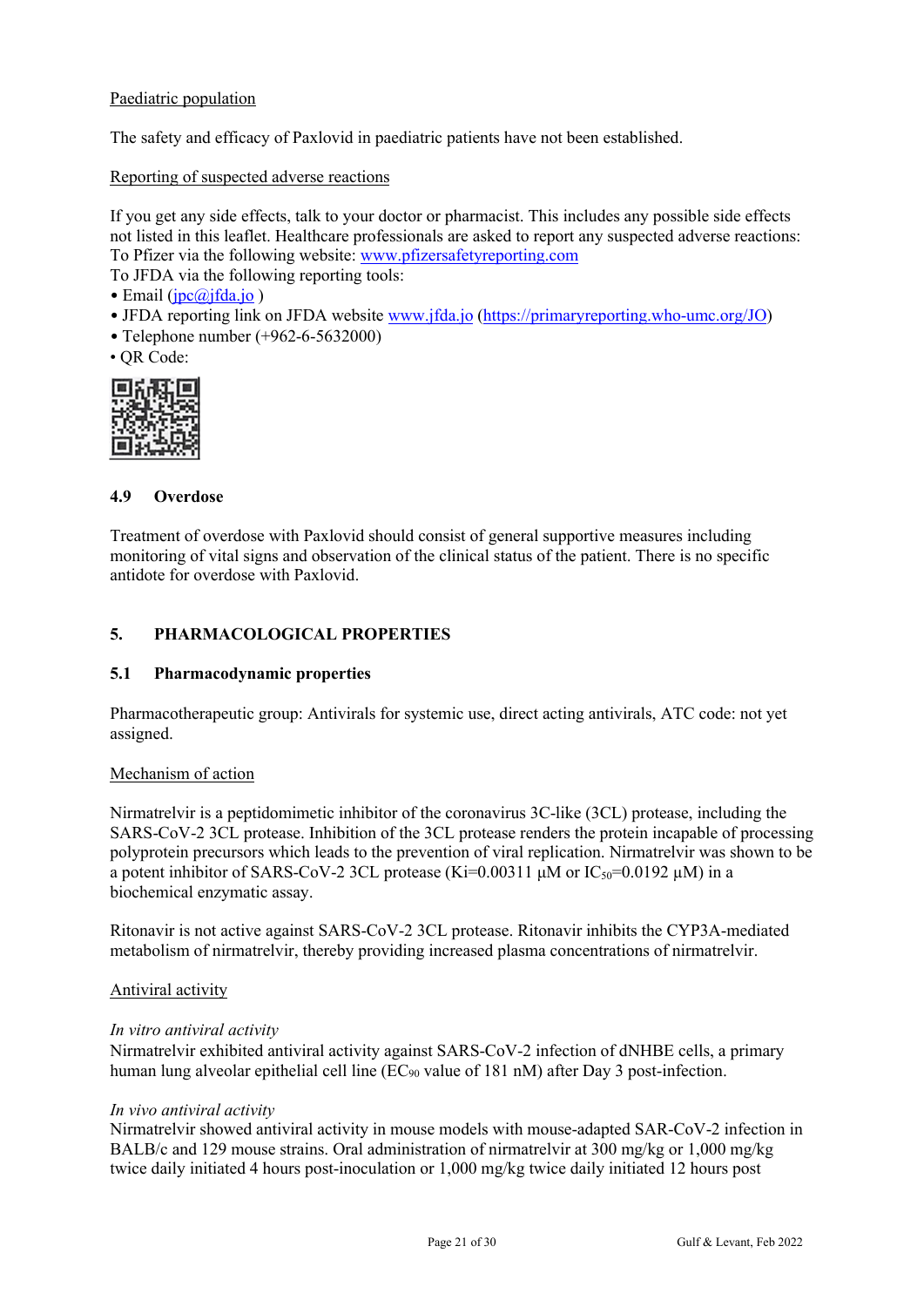Paediatric population

The safety and efficacy of Paxlovid in paediatric patients have not been established.

Reporting of suspected adverse reactions

If you get any side effects, talk to your doctor or pharmacist. This includes any possible side effects not listed in this leaflet. Healthcare professionals are asked to report any suspected adverse reactions:
To Pfizer via the following website: www.pfizersafetyreporting.com
To JFDA via the following reporting tools:
• Email (jpc@jfda.jo )
• JFDA reporting link on JFDA website www.jfda.jo (https://primaryreporting.who-umc.org/JO)
• Telephone number (+962-6-5632000)
• QR Code:

### 4.9 Overdose

Treatment of overdose with Paxlovid should consist of general supportive measures including monitoring of vital signs and observation of the clinical status of the patient. There is no specific antidote for overdose with Paxlovid.

## 5. PHARMACOLOGICAL PROPERTIES

### 5.1 Pharmacodynamic properties

Pharmacotherapeutic group: Antivirals for systemic use, direct acting antivirals, ATC code: not yet assigned.

Mechanism of action

Nirmatrelvir is a peptidomimetic inhibitor of the coronavirus 3C-like (3CL) protease, including the SARS-CoV-2 3CL protease. Inhibition of the 3CL protease renders the protein incapable of processing polyprotein precursors which leads to the prevention of viral replication. Nirmatrelvir was shown to be a potent inhibitor of SARS-CoV-2 3CL protease (Ki=0.00311 µM or $IC_{50}$=0.0192 µM) in a biochemical enzymatic assay.

Ritonavir is not active against SARS-CoV-2 3CL protease. Ritonavir inhibits the CYP3A-mediated metabolism of nirmatrelvir, thereby providing increased plasma concentrations of nirmatrelvir.

Antiviral activity

*In vitro antiviral activity*
Nirmatrelvir exhibited antiviral activity against SARS-CoV-2 infection of dNHBE cells, a primary human lung alveolar epithelial cell line ($EC_{90}$ value of 181 nM) after Day 3 post-infection.

*In vivo antiviral activity*
Nirmatrelvir showed antiviral activity in mouse models with mouse-adapted SAR-CoV-2 infection in BALB/c and 129 mouse strains. Oral administration of nirmatrelvir at 300 mg/kg or 1,000 mg/kg twice daily initiated 4 hours post-inoculation or 1,000 mg/kg twice daily initiated 12 hours post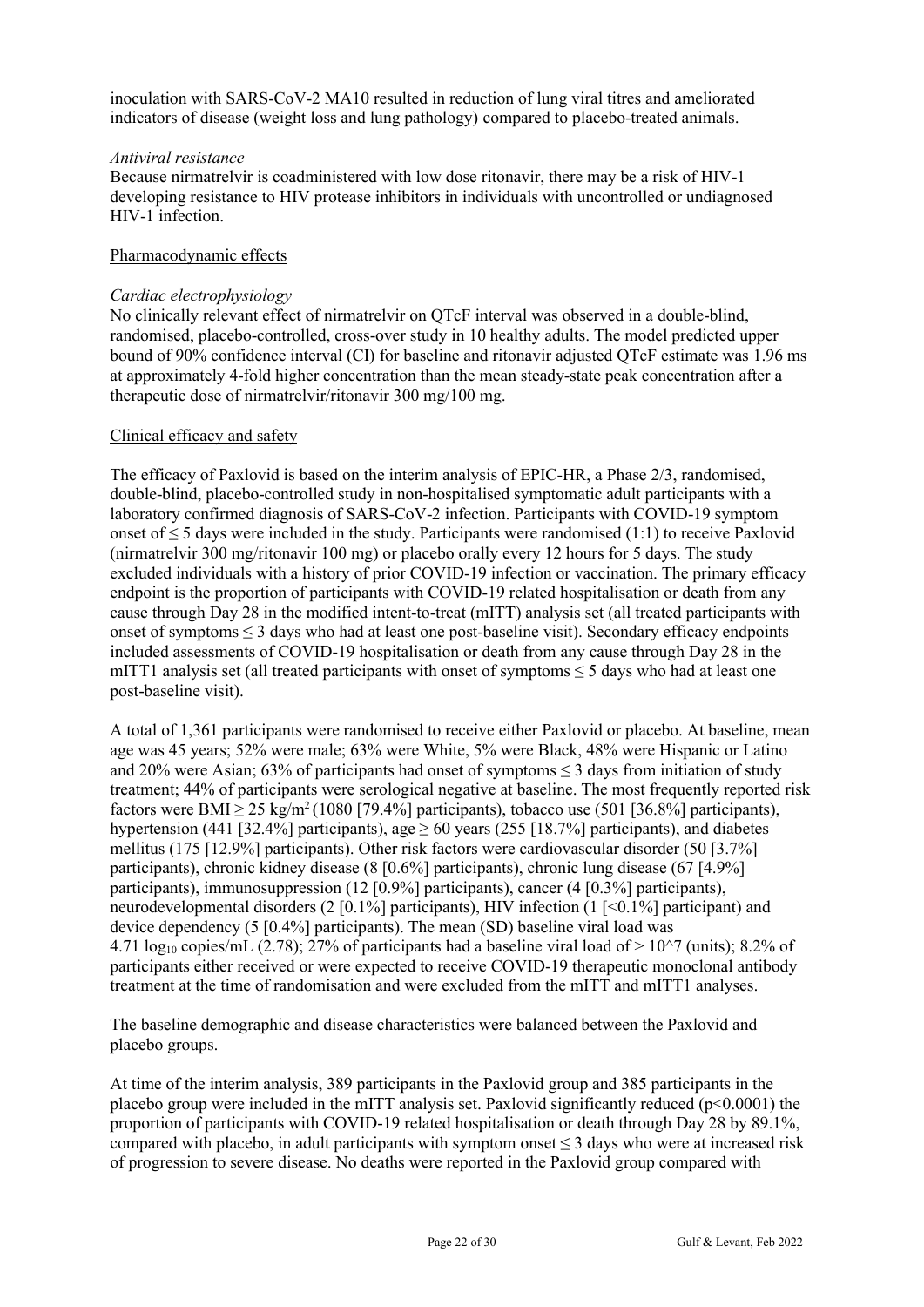inoculation with SARS-CoV-2 MA10 resulted in reduction of lung viral titres and ameliorated indicators of disease (weight loss and lung pathology) compared to placebo-treated animals.

*Antiviral resistance*

Because nirmatrelvir is coadministered with low dose ritonavir, there may be a risk of HIV-1 developing resistance to HIV protease inhibitors in individuals with uncontrolled or undiagnosed HIV-1 infection.

Pharmacodynamic effects

*Cardiac electrophysiology*

No clinically relevant effect of nirmatrelvir on QTcF interval was observed in a double-blind, randomised, placebo-controlled, cross-over study in 10 healthy adults. The model predicted upper bound of 90% confidence interval (CI) for baseline and ritonavir adjusted QTcF estimate was 1.96 ms at approximately 4-fold higher concentration than the mean steady-state peak concentration after a therapeutic dose of nirmatrelvir/ritonavir 300 mg/100 mg.

Clinical efficacy and safety

The efficacy of Paxlovid is based on the interim analysis of EPIC-HR, a Phase 2/3, randomised, double-blind, placebo-controlled study in non-hospitalised symptomatic adult participants with a laboratory confirmed diagnosis of SARS-CoV-2 infection. Participants with COVID-19 symptom onset of ≤ 5 days were included in the study. Participants were randomised (1:1) to receive Paxlovid (nirmatrelvir 300 mg/ritonavir 100 mg) or placebo orally every 12 hours for 5 days. The study excluded individuals with a history of prior COVID-19 infection or vaccination. The primary efficacy endpoint is the proportion of participants with COVID-19 related hospitalisation or death from any cause through Day 28 in the modified intent-to-treat (mITT) analysis set (all treated participants with onset of symptoms ≤ 3 days who had at least one post-baseline visit). Secondary efficacy endpoints included assessments of COVID-19 hospitalisation or death from any cause through Day 28 in the mITT1 analysis set (all treated participants with onset of symptoms ≤ 5 days who had at least one post-baseline visit).

A total of 1,361 participants were randomised to receive either Paxlovid or placebo. At baseline, mean age was 45 years; 52% were male; 63% were White, 5% were Black, 48% were Hispanic or Latino and 20% were Asian; 63% of participants had onset of symptoms ≤ 3 days from initiation of study treatment; 44% of participants were serological negative at baseline. The most frequently reported risk factors were BMI ≥ 25 kg/m$^2$ (1080 [79.4%] participants), tobacco use (501 [36.8%] participants), hypertension (441 [32.4%] participants), age ≥ 60 years (255 [18.7%] participants), and diabetes mellitus (175 [12.9%] participants). Other risk factors were cardiovascular disorder (50 [3.7%] participants), chronic kidney disease (8 [0.6%] participants), chronic lung disease (67 [4.9%] participants), immunosuppression (12 [0.9%] participants), cancer (4 [0.3%] participants), neurodevelopmental disorders (2 [0.1%] participants), HIV infection (1 [<0.1%] participant) and device dependency (5 [0.4%] participants). The mean (SD) baseline viral load was 4.71 $\log_{10}$ copies/mL (2.78); 27% of participants had a baseline viral load of > 10^7 (units); 8.2% of participants either received or were expected to receive COVID-19 therapeutic monoclonal antibody treatment at the time of randomisation and were excluded from the mITT and mITT1 analyses.

The baseline demographic and disease characteristics were balanced between the Paxlovid and placebo groups.

At time of the interim analysis, 389 participants in the Paxlovid group and 385 participants in the placebo group were included in the mITT analysis set. Paxlovid significantly reduced ($p<0.0001$) the proportion of participants with COVID-19 related hospitalisation or death through Day 28 by 89.1%, compared with placebo, in adult participants with symptom onset ≤ 3 days who were at increased risk of progression to severe disease. No deaths were reported in the Paxlovid group compared with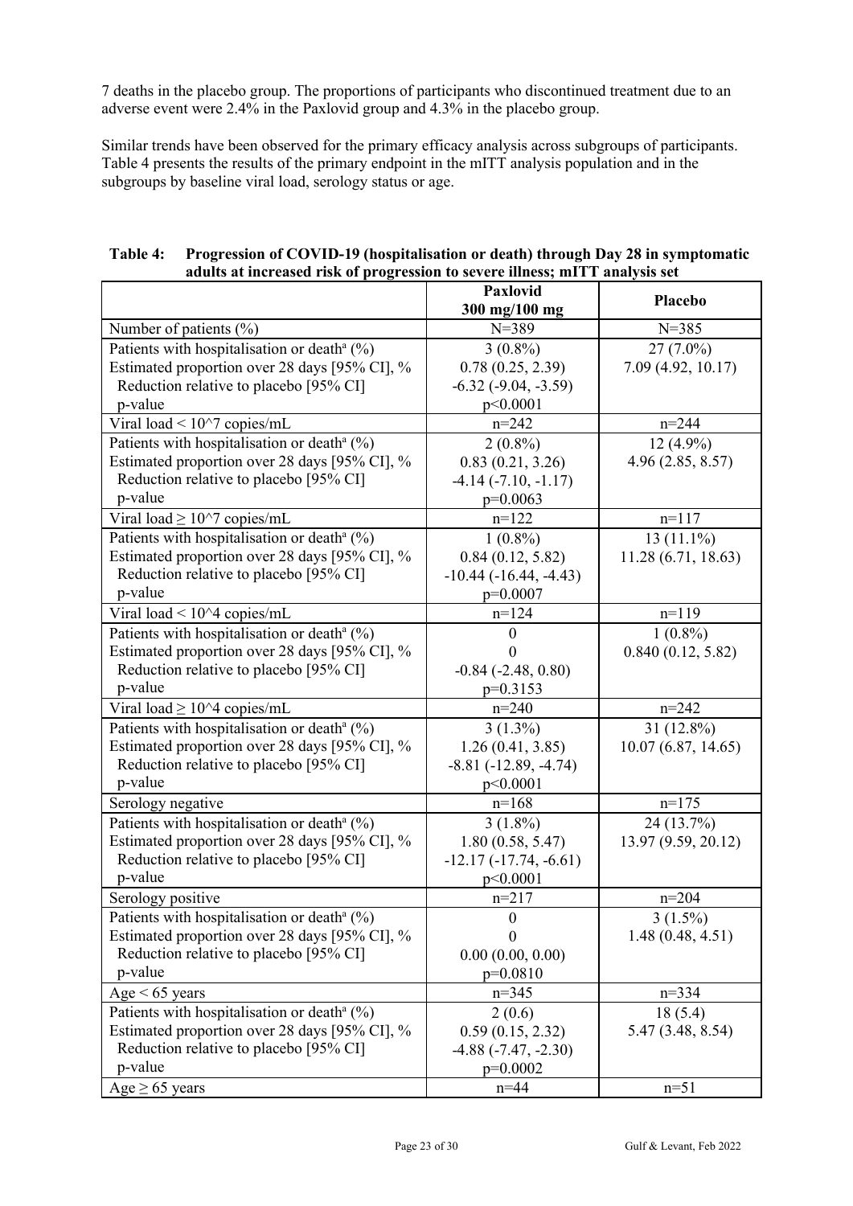7 deaths in the placebo group. The proportions of participants who discontinued treatment due to an adverse event were 2.4% in the Paxlovid group and 4.3% in the placebo group.

Similar trends have been observed for the primary efficacy analysis across subgroups of participants. Table 4 presents the results of the primary endpoint in the mITT analysis population and in the subgroups by baseline viral load, serology status or age.

**Table 4: Progression of COVID-19 (hospitalisation or death) through Day 28 in symptomatic adults at increased risk of progression to severe illness; mITT analysis set**

| | Paxlovid 300 mg/100 mg | Placebo |
|---|---|---|
| Number of patients (%) | N=389 | N=385 |
| Patients with hospitalisation or death[a] (%)<br>Estimated proportion over 28 days [95% CI], %<br>Reduction relative to placebo [95% CI]<br>p-value | 3 (0.8%)<br>0.78 (0.25, 2.39)<br>-6.32 (-9.04, -3.59)<br>p<0.0001 | 27 (7.0%)<br>7.09 (4.92, 10.17) |
| Viral load < 10^7 copies/mL | n=242 | n=244 |
| Patients with hospitalisation or death[a] (%)<br>Estimated proportion over 28 days [95% CI], %<br>Reduction relative to placebo [95% CI]<br>p-value | 2 (0.8%)<br>0.83 (0.21, 3.26)<br>-4.14 (-7.10, -1.17)<br>p=0.0063 | 12 (4.9%)<br>4.96 (2.85, 8.57) |
| Viral load ≥ 10^7 copies/mL | n=122 | n=117 |
| Patients with hospitalisation or death[a] (%)<br>Estimated proportion over 28 days [95% CI], %<br>Reduction relative to placebo [95% CI]<br>p-value | 1 (0.8%)<br>0.84 (0.12, 5.82)<br>-10.44 (-16.44, -4.43)<br>p=0.0007 | 13 (11.1%)<br>11.28 (6.71, 18.63) |
| Viral load < 10^4 copies/mL | n=124 | n=119 |
| Patients with hospitalisation or death[a] (%)<br>Estimated proportion over 28 days [95% CI], %<br>Reduction relative to placebo [95% CI]<br>p-value | 0<br>0<br>-0.84 (-2.48, 0.80)<br>p=0.3153 | 1 (0.8%)<br>0.840 (0.12, 5.82) |
| Viral load ≥ 10^4 copies/mL | n=240 | n=242 |
| Patients with hospitalisation or death[a] (%)<br>Estimated proportion over 28 days [95% CI], %<br>Reduction relative to placebo [95% CI]<br>p-value | 3 (1.3%)<br>1.26 (0.41, 3.85)<br>-8.81 (-12.89, -4.74)<br>p<0.0001 | 31 (12.8%)<br>10.07 (6.87, 14.65) |
| Serology negative | n=168 | n=175 |
| Patients with hospitalisation or death[a] (%)<br>Estimated proportion over 28 days [95% CI], %<br>Reduction relative to placebo [95% CI]<br>p-value | 3 (1.8%)<br>1.80 (0.58, 5.47)<br>-12.17 (-17.74, -6.61)<br>p<0.0001 | 24 (13.7%)<br>13.97 (9.59, 20.12) |
| Serology positive | n=217 | n=204 |
| Patients with hospitalisation or death[a] (%)<br>Estimated proportion over 28 days [95% CI], %<br>Reduction relative to placebo [95% CI]<br>p-value | 0<br>0<br>0.00 (0.00, 0.00)<br>p=0.0810 | 3 (1.5%)<br>1.48 (0.48, 4.51) |
| Age < 65 years | n=345 | n=334 |
| Patients with hospitalisation or death[a] (%)<br>Estimated proportion over 28 days [95% CI], %<br>Reduction relative to placebo [95% CI]<br>p-value | 2 (0.6)<br>0.59 (0.15, 2.32)<br>-4.88 (-7.47, -2.30)<br>p=0.0002 | 18 (5.4)<br>5.47 (3.48, 8.54) |
| Age ≥ 65 years | n=44 | n=51 |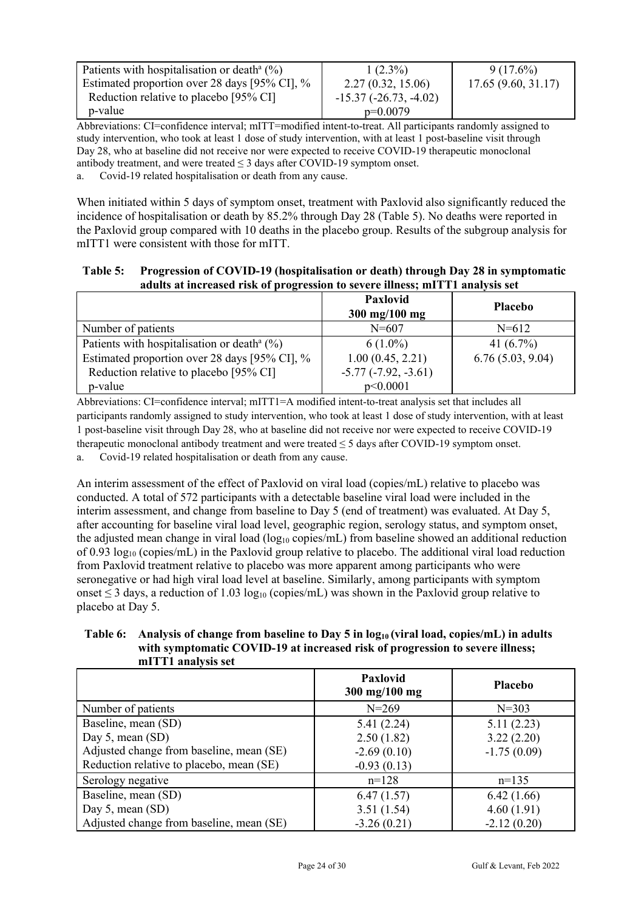| | | |
|---|---|---|
| Patients with hospitalisation or death[a] (%) | 1 (2.3%) | 9 (17.6%) |
| Estimated proportion over 28 days [95% CI], % | 2.27 (0.32, 15.06) | 17.65 (9.60, 31.17) |
| Reduction relative to placebo [95% CI] | -15.37 (-26.73, -4.02) | |
| p-value | p=0.0079 | |

Abbreviations: CI=confidence interval; mITT=modified intent-to-treat. All participants randomly assigned to study intervention, who took at least 1 dose of study intervention, with at least 1 post-baseline visit through Day 28, who at baseline did not receive nor were expected to receive COVID-19 therapeutic monoclonal antibody treatment, and were treated ≤ 3 days after COVID-19 symptom onset.

a. Covid-19 related hospitalisation or death from any cause.

When initiated within 5 days of symptom onset, treatment with Paxlovid also significantly reduced the incidence of hospitalisation or death by 85.2% through Day 28 (Table 5). No deaths were reported in the Paxlovid group compared with 10 deaths in the placebo group. Results of the subgroup analysis for mITT1 were consistent with those for mITT.

**Table 5: Progression of COVID-19 (hospitalisation or death) through Day 28 in symptomatic adults at increased risk of progression to severe illness; mITT1 analysis set**

| | Paxlovid 300 mg/100 mg | Placebo |
|---|---|---|
| Number of patients | N=607 | N=612 |
| Patients with hospitalisation or death[a] (%) | 6 (1.0%) | 41 (6.7%) |
| Estimated proportion over 28 days [95% CI], % | 1.00 (0.45, 2.21) | 6.76 (5.03, 9.04) |
| Reduction relative to placebo [95% CI] | -5.77 (-7.92, -3.61) | |
| p-value | p<0.0001 | |

Abbreviations: CI=confidence interval; mITT1=A modified intent-to-treat analysis set that includes all participants randomly assigned to study intervention, who took at least 1 dose of study intervention, with at least 1 post-baseline visit through Day 28, who at baseline did not receive nor were expected to receive COVID-19 therapeutic monoclonal antibody treatment and were treated ≤ 5 days after COVID-19 symptom onset.

a. Covid-19 related hospitalisation or death from any cause.

An interim assessment of the effect of Paxlovid on viral load (copies/mL) relative to placebo was conducted. A total of 572 participants with a detectable baseline viral load were included in the interim assessment, and change from baseline to Day 5 (end of treatment) was evaluated. At Day 5, after accounting for baseline viral load level, geographic region, serology status, and symptom onset, the adjusted mean change in viral load ($\log_{10}$ copies/mL) from baseline showed an additional reduction of 0.93 $\log_{10}$ (copies/mL) in the Paxlovid group relative to placebo. The additional viral load reduction from Paxlovid treatment relative to placebo was more apparent among participants who were seronegative or had high viral load level at baseline. Similarly, among participants with symptom onset ≤ 3 days, a reduction of 1.03 $\log_{10}$ (copies/mL) was shown in the Paxlovid group relative to placebo at Day 5.

**Table 6: Analysis of change from baseline to Day 5 in $\log_{10}$ (viral load, copies/mL) in adults with symptomatic COVID-19 at increased risk of progression to severe illness; mITT1 analysis set**

| | Paxlovid 300 mg/100 mg | Placebo |
|---|---|---|
| Number of patients | N=269 | N=303 |
| Baseline, mean (SD) | 5.41 (2.24) | 5.11 (2.23) |
| Day 5, mean (SD) | 2.50 (1.82) | 3.22 (2.20) |
| Adjusted change from baseline, mean (SE) | -2.69 (0.10) | -1.75 (0.09) |
| Reduction relative to placebo, mean (SE) | -0.93 (0.13) | |
| Serology negative | n=128 | n=135 |
| Baseline, mean (SD) | 6.47 (1.57) | 6.42 (1.66) |
| Day 5, mean (SD) | 3.51 (1.54) | 4.60 (1.91) |
| Adjusted change from baseline, mean (SE) | -3.26 (0.21) | -2.12 (0.20) |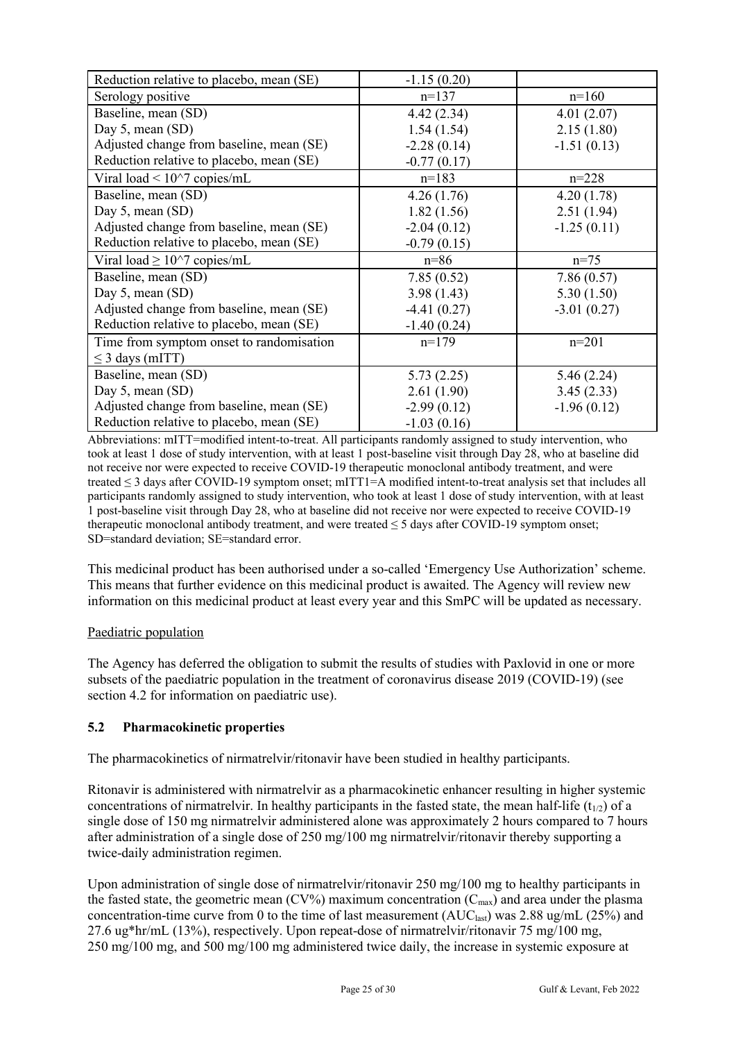| | | |
|---|---|---|
| Reduction relative to placebo, mean (SE) | -1.15 (0.20) | |
| Serology positive | n=137 | n=160 |
| Baseline, mean (SD) | 4.42 (2.34) | 4.01 (2.07) |
| Day 5, mean (SD) | 1.54 (1.54) | 2.15 (1.80) |
| Adjusted change from baseline, mean (SE) | -2.28 (0.14) | -1.51 (0.13) |
| Reduction relative to placebo, mean (SE) | -0.77 (0.17) | |
| Viral load < 10^7 copies/mL | n=183 | n=228 |
| Baseline, mean (SD) | 4.26 (1.76) | 4.20 (1.78) |
| Day 5, mean (SD) | 1.82 (1.56) | 2.51 (1.94) |
| Adjusted change from baseline, mean (SE) | -2.04 (0.12) | -1.25 (0.11) |
| Reduction relative to placebo, mean (SE) | -0.79 (0.15) | |
| Viral load ≥ 10^7 copies/mL | n=86 | n=75 |
| Baseline, mean (SD) | 7.85 (0.52) | 7.86 (0.57) |
| Day 5, mean (SD) | 3.98 (1.43) | 5.30 (1.50) |
| Adjusted change from baseline, mean (SE) | -4.41 (0.27) | -3.01 (0.27) |
| Reduction relative to placebo, mean (SE) | -1.40 (0.24) | |
| Time from symptom onset to randomisation ≤ 3 days (mITT) | n=179 | n=201 |
| Baseline, mean (SD) | 5.73 (2.25) | 5.46 (2.24) |
| Day 5, mean (SD) | 2.61 (1.90) | 3.45 (2.33) |
| Adjusted change from baseline, mean (SE) | -2.99 (0.12) | -1.96 (0.12) |
| Reduction relative to placebo, mean (SE) | -1.03 (0.16) | |

Abbreviations: mITT=modified intent-to-treat. All participants randomly assigned to study intervention, who took at least 1 dose of study intervention, with at least 1 post-baseline visit through Day 28, who at baseline did not receive nor were expected to receive COVID-19 therapeutic monoclonal antibody treatment, and were treated ≤ 3 days after COVID-19 symptom onset; mITT1=A modified intent-to-treat analysis set that includes all participants randomly assigned to study intervention, who took at least 1 dose of study intervention, with at least 1 post-baseline visit through Day 28, who at baseline did not receive nor were expected to receive COVID-19 therapeutic monoclonal antibody treatment, and were treated ≤ 5 days after COVID-19 symptom onset; SD=standard deviation; SE=standard error.

This medicinal product has been authorised under a so-called 'Emergency Use Authorization' scheme. This means that further evidence on this medicinal product is awaited. The Agency will review new information on this medicinal product at least every year and this SmPC will be updated as necessary.

Paediatric population

The Agency has deferred the obligation to submit the results of studies with Paxlovid in one or more subsets of the paediatric population in the treatment of coronavirus disease 2019 (COVID-19) (see section 4.2 for information on paediatric use).

## 5.2 Pharmacokinetic properties

The pharmacokinetics of nirmatrelvir/ritonavir have been studied in healthy participants.

Ritonavir is administered with nirmatrelvir as a pharmacokinetic enhancer resulting in higher systemic concentrations of nirmatrelvir. In healthy participants in the fasted state, the mean half-life ($t_{1/2}$) of a single dose of 150 mg nirmatrelvir administered alone was approximately 2 hours compared to 7 hours after administration of a single dose of 250 mg/100 mg nirmatrelvir/ritonavir thereby supporting a twice-daily administration regimen.

Upon administration of single dose of nirmatrelvir/ritonavir 250 mg/100 mg to healthy participants in the fasted state, the geometric mean (CV%) maximum concentration ($C_{max}$) and area under the plasma concentration-time curve from 0 to the time of last measurement ($AUC_{last}$) was 2.88 ug/mL (25%) and 27.6 ug*hr/mL (13%), respectively. Upon repeat-dose of nirmatrelvir/ritonavir 75 mg/100 mg, 250 mg/100 mg, and 500 mg/100 mg administered twice daily, the increase in systemic exposure at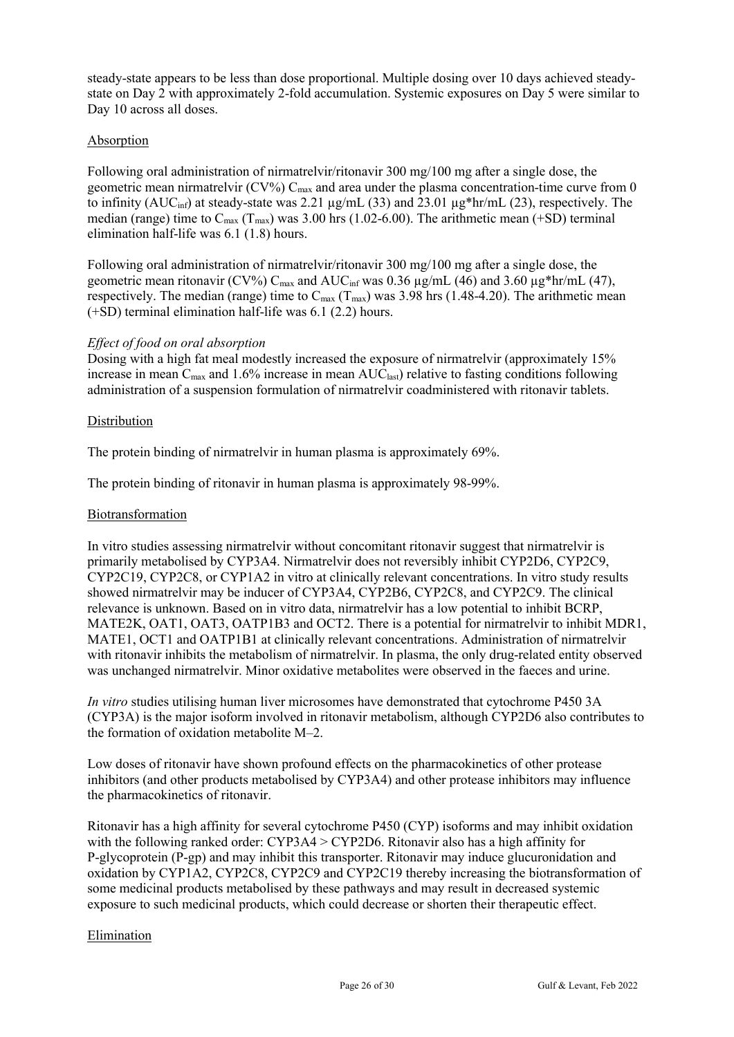steady-state appears to be less than dose proportional. Multiple dosing over 10 days achieved steady-state on Day 2 with approximately 2-fold accumulation. Systemic exposures on Day 5 were similar to Day 10 across all doses.

## Absorption

Following oral administration of nirmatrelvir/ritonavir 300 mg/100 mg after a single dose, the geometric mean nirmatrelvir (CV%) $C_{max}$ and area under the plasma concentration-time curve from 0 to infinity ($AUC_{inf}$) at steady-state was 2.21 µg/mL (33) and 23.01 µg*hr/mL (23), respectively. The median (range) time to $C_{max}$ ($T_{max}$) was 3.00 hrs (1.02-6.00). The arithmetic mean (+SD) terminal elimination half-life was 6.1 (1.8) hours.

Following oral administration of nirmatrelvir/ritonavir 300 mg/100 mg after a single dose, the geometric mean ritonavir (CV%) $C_{max}$ and $AUC_{inf}$ was 0.36 µg/mL (46) and 3.60 µg*hr/mL (47), respectively. The median (range) time to $C_{max}$ ($T_{max}$) was 3.98 hrs (1.48-4.20). The arithmetic mean (+SD) terminal elimination half-life was 6.1 (2.2) hours.

*Effect of food on oral absorption*

Dosing with a high fat meal modestly increased the exposure of nirmatrelvir (approximately 15% increase in mean $C_{max}$ and 1.6% increase in mean $AUC_{last}$) relative to fasting conditions following administration of a suspension formulation of nirmatrelvir coadministered with ritonavir tablets.

## Distribution

The protein binding of nirmatrelvir in human plasma is approximately 69%.

The protein binding of ritonavir in human plasma is approximately 98-99%.

## Biotransformation

In vitro studies assessing nirmatrelvir without concomitant ritonavir suggest that nirmatrelvir is primarily metabolised by CYP3A4. Nirmatrelvir does not reversibly inhibit CYP2D6, CYP2C9, CYP2C19, CYP2C8, or CYP1A2 in vitro at clinically relevant concentrations. In vitro study results showed nirmatrelvir may be inducer of CYP3A4, CYP2B6, CYP2C8, and CYP2C9. The clinical relevance is unknown. Based on in vitro data, nirmatrelvir has a low potential to inhibit BCRP, MATE2K, OAT1, OAT3, OATP1B3 and OCT2. There is a potential for nirmatrelvir to inhibit MDR1, MATE1, OCT1 and OATP1B1 at clinically relevant concentrations. Administration of nirmatrelvir with ritonavir inhibits the metabolism of nirmatrelvir. In plasma, the only drug-related entity observed was unchanged nirmatrelvir. Minor oxidative metabolites were observed in the faeces and urine.

*In vitro* studies utilising human liver microsomes have demonstrated that cytochrome P450 3A (CYP3A) is the major isoform involved in ritonavir metabolism, although CYP2D6 also contributes to the formation of oxidation metabolite M–2.

Low doses of ritonavir have shown profound effects on the pharmacokinetics of other protease inhibitors (and other products metabolised by CYP3A4) and other protease inhibitors may influence the pharmacokinetics of ritonavir.

Ritonavir has a high affinity for several cytochrome P450 (CYP) isoforms and may inhibit oxidation with the following ranked order: CYP3A4 > CYP2D6. Ritonavir also has a high affinity for P-glycoprotein (P-gp) and may inhibit this transporter. Ritonavir may induce glucuronidation and oxidation by CYP1A2, CYP2C8, CYP2C9 and CYP2C19 thereby increasing the biotransformation of some medicinal products metabolised by these pathways and may result in decreased systemic exposure to such medicinal products, which could decrease or shorten their therapeutic effect.

## Elimination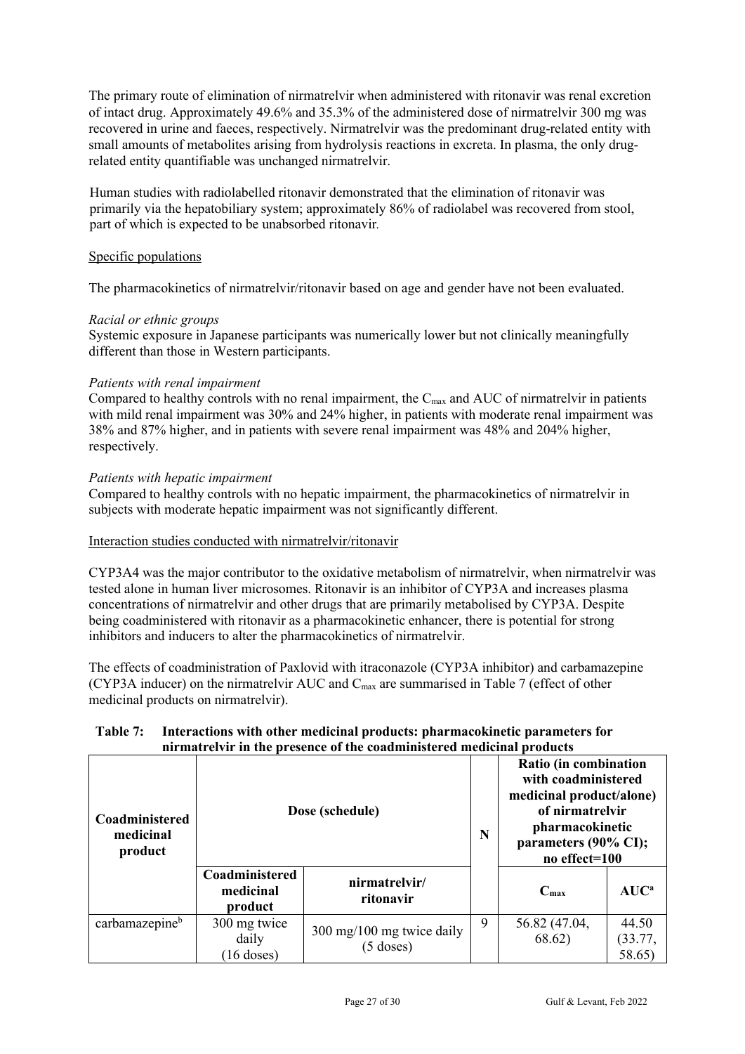The primary route of elimination of nirmatrelvir when administered with ritonavir was renal excretion of intact drug. Approximately 49.6% and 35.3% of the administered dose of nirmatrelvir 300 mg was recovered in urine and faeces, respectively. Nirmatrelvir was the predominant drug-related entity with small amounts of metabolites arising from hydrolysis reactions in excreta. In plasma, the only drug-related entity quantifiable was unchanged nirmatrelvir.

Human studies with radiolabelled ritonavir demonstrated that the elimination of ritonavir was primarily via the hepatobiliary system; approximately 86% of radiolabel was recovered from stool, part of which is expected to be unabsorbed ritonavir.

Specific populations

The pharmacokinetics of nirmatrelvir/ritonavir based on age and gender have not been evaluated.

*Racial or ethnic groups*
Systemic exposure in Japanese participants was numerically lower but not clinically meaningfully different than those in Western participants.

*Patients with renal impairment*
Compared to healthy controls with no renal impairment, the $C_{max}$ and AUC of nirmatrelvir in patients with mild renal impairment was 30% and 24% higher, in patients with moderate renal impairment was 38% and 87% higher, and in patients with severe renal impairment was 48% and 204% higher, respectively.

*Patients with hepatic impairment*
Compared to healthy controls with no hepatic impairment, the pharmacokinetics of nirmatrelvir in subjects with moderate hepatic impairment was not significantly different.

Interaction studies conducted with nirmatrelvir/ritonavir

CYP3A4 was the major contributor to the oxidative metabolism of nirmatrelvir, when nirmatrelvir was tested alone in human liver microsomes. Ritonavir is an inhibitor of CYP3A and increases plasma concentrations of nirmatrelvir and other drugs that are primarily metabolised by CYP3A. Despite being coadministered with ritonavir as a pharmacokinetic enhancer, there is potential for strong inhibitors and inducers to alter the pharmacokinetics of nirmatrelvir.

The effects of coadministration of Paxlovid with itraconazole (CYP3A inhibitor) and carbamazepine (CYP3A inducer) on the nirmatrelvir AUC and $C_{max}$ are summarised in Table 7 (effect of other medicinal products on nirmatrelvir).

**Table 7: Interactions with other medicinal products: pharmacokinetic parameters for nirmatrelvir in the presence of the coadministered medicinal products**

| Coadministered medicinal product | Dose (schedule) | | N | Ratio (in combination with coadministered medicinal product/alone) of nirmatrelvir pharmacokinetic parameters (90% CI); no effect=100 | |
|---|---|---|---|---|---|
| | Coadministered medicinal product | nirmatrelvir/ ritonavir | | $C_{max}$ | AUC[a] |
| carbamazepine[b] | 300 mg twice daily (16 doses) | 300 mg/100 mg twice daily (5 doses) | 9 | 56.82 (47.04, 68.62) | 44.50 (33.77, 58.65) |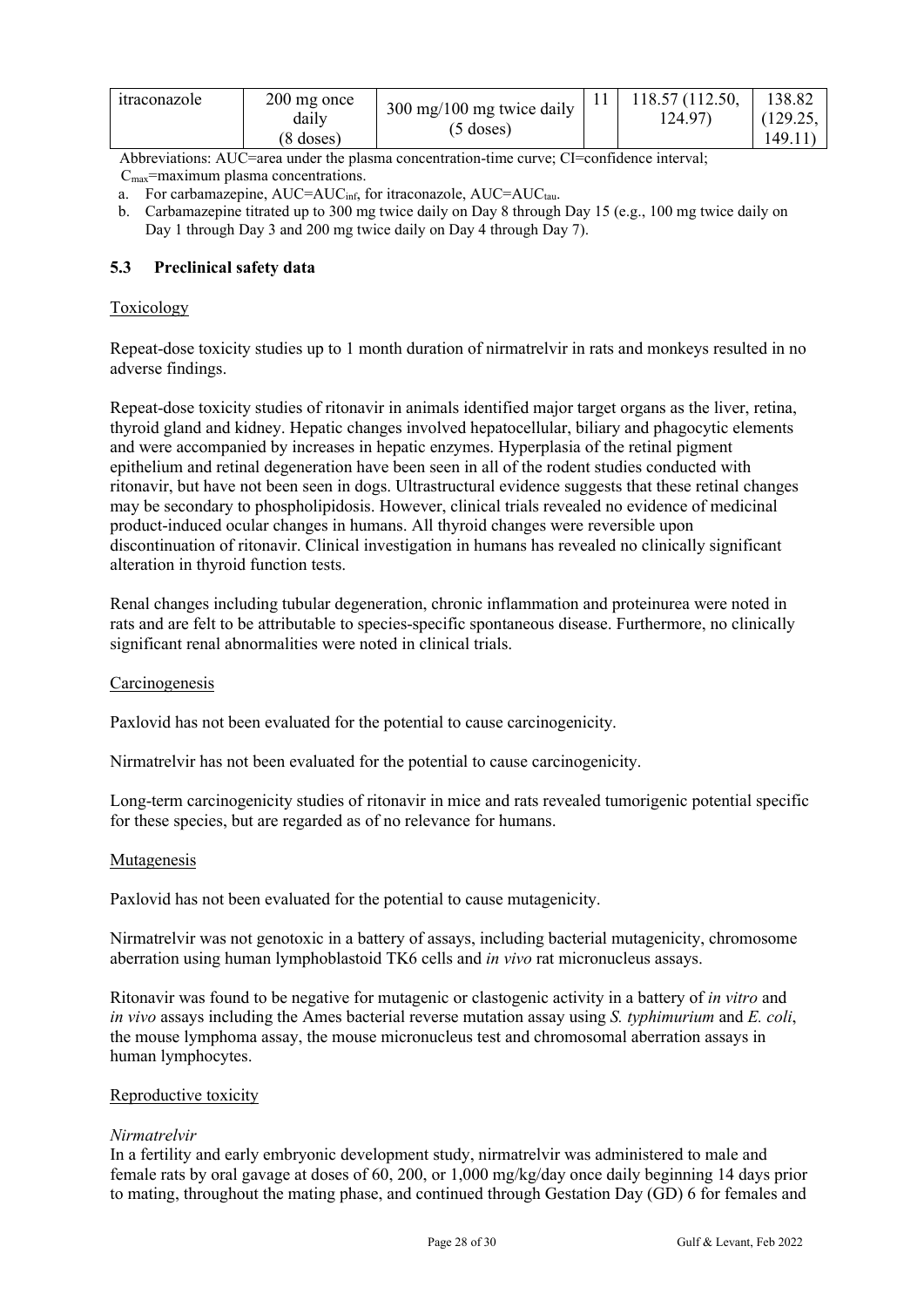| itraconazole | 200 mg once daily (8 doses) | 300 mg/100 mg twice daily (5 doses) | 11 | 118.57 (112.50, 124.97) | 138.82 (129.25, 149.11) |
|---|---|---|---|---|---|

Abbreviations: AUC=area under the plasma concentration-time curve; CI=confidence interval; $C_{max}$=maximum plasma concentrations.

a. For carbamazepine, AUC=$AUC_{inf}$, for itraconazole, AUC=$AUC_{tau}$.

b. Carbamazepine titrated up to 300 mg twice daily on Day 8 through Day 15 (e.g., 100 mg twice daily on Day 1 through Day 3 and 200 mg twice daily on Day 4 through Day 7).

## 5.3 Preclinical safety data

Toxicology

Repeat-dose toxicity studies up to 1 month duration of nirmatrelvir in rats and monkeys resulted in no adverse findings.

Repeat-dose toxicity studies of ritonavir in animals identified major target organs as the liver, retina, thyroid gland and kidney. Hepatic changes involved hepatocellular, biliary and phagocytic elements and were accompanied by increases in hepatic enzymes. Hyperplasia of the retinal pigment epithelium and retinal degeneration have been seen in all of the rodent studies conducted with ritonavir, but have not been seen in dogs. Ultrastructural evidence suggests that these retinal changes may be secondary to phospholipidosis. However, clinical trials revealed no evidence of medicinal product-induced ocular changes in humans. All thyroid changes were reversible upon discontinuation of ritonavir. Clinical investigation in humans has revealed no clinically significant alteration in thyroid function tests.

Renal changes including tubular degeneration, chronic inflammation and proteinurea were noted in rats and are felt to be attributable to species-specific spontaneous disease. Furthermore, no clinically significant renal abnormalities were noted in clinical trials.

Carcinogenesis

Paxlovid has not been evaluated for the potential to cause carcinogenicity.

Nirmatrelvir has not been evaluated for the potential to cause carcinogenicity.

Long-term carcinogenicity studies of ritonavir in mice and rats revealed tumorigenic potential specific for these species, but are regarded as of no relevance for humans.

Mutagenesis

Paxlovid has not been evaluated for the potential to cause mutagenicity.

Nirmatrelvir was not genotoxic in a battery of assays, including bacterial mutagenicity, chromosome aberration using human lymphoblastoid TK6 cells and *in vivo* rat micronucleus assays.

Ritonavir was found to be negative for mutagenic or clastogenic activity in a battery of *in vitro* and *in vivo* assays including the Ames bacterial reverse mutation assay using *S. typhimurium* and *E. coli*, the mouse lymphoma assay, the mouse micronucleus test and chromosomal aberration assays in human lymphocytes.

Reproductive toxicity

*Nirmatrelvir*

In a fertility and early embryonic development study, nirmatrelvir was administered to male and female rats by oral gavage at doses of 60, 200, or 1,000 mg/kg/day once daily beginning 14 days prior to mating, throughout the mating phase, and continued through Gestation Day (GD) 6 for females and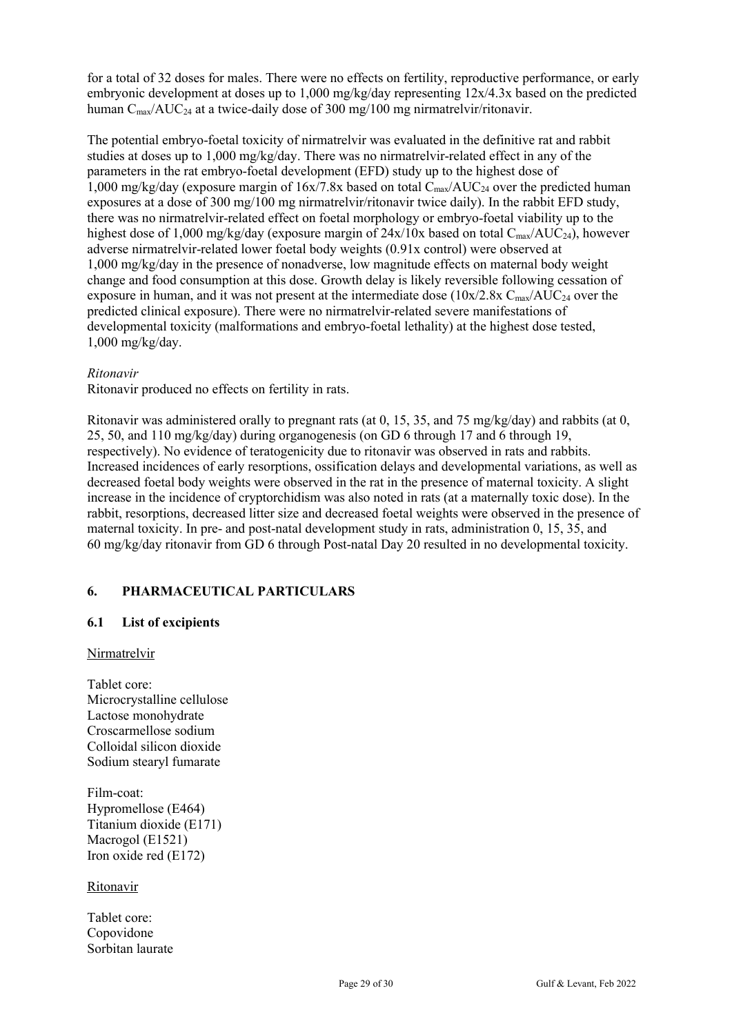for a total of 32 doses for males. There were no effects on fertility, reproductive performance, or early embryonic development at doses up to 1,000 mg/kg/day representing 12x/4.3x based on the predicted human $C_{max}$/$AUC_{24}$ at a twice-daily dose of 300 mg/100 mg nirmatrelvir/ritonavir.

The potential embryo-foetal toxicity of nirmatrelvir was evaluated in the definitive rat and rabbit studies at doses up to 1,000 mg/kg/day. There was no nirmatrelvir-related effect in any of the parameters in the rat embryo-foetal development (EFD) study up to the highest dose of 1,000 mg/kg/day (exposure margin of 16x/7.8x based on total $C_{max}$/$AUC_{24}$ over the predicted human exposures at a dose of 300 mg/100 mg nirmatrelvir/ritonavir twice daily). In the rabbit EFD study, there was no nirmatrelvir-related effect on foetal morphology or embryo-foetal viability up to the highest dose of 1,000 mg/kg/day (exposure margin of 24x/10x based on total $C_{max}$/$AUC_{24}$), however adverse nirmatrelvir-related lower foetal body weights (0.91x control) were observed at 1,000 mg/kg/day in the presence of nonadverse, low magnitude effects on maternal body weight change and food consumption at this dose. Growth delay is likely reversible following cessation of exposure in human, and it was not present at the intermediate dose (10x/2.8x $C_{max}$/$AUC_{24}$ over the predicted clinical exposure). There were no nirmatrelvir-related severe manifestations of developmental toxicity (malformations and embryo-foetal lethality) at the highest dose tested, 1,000 mg/kg/day.

*Ritonavir*

Ritonavir produced no effects on fertility in rats.

Ritonavir was administered orally to pregnant rats (at 0, 15, 35, and 75 mg/kg/day) and rabbits (at 0, 25, 50, and 110 mg/kg/day) during organogenesis (on GD 6 through 17 and 6 through 19, respectively). No evidence of teratogenicity due to ritonavir was observed in rats and rabbits. Increased incidences of early resorptions, ossification delays and developmental variations, as well as decreased foetal body weights were observed in the rat in the presence of maternal toxicity. A slight increase in the incidence of cryptorchidism was also noted in rats (at a maternally toxic dose). In the rabbit, resorptions, decreased litter size and decreased foetal weights were observed in the presence of maternal toxicity. In pre- and post-natal development study in rats, administration 0, 15, 35, and 60 mg/kg/day ritonavir from GD 6 through Post-natal Day 20 resulted in no developmental toxicity.

## 6. PHARMACEUTICAL PARTICULARS

### 6.1 List of excipients

Nirmatrelvir

Tablet core:
Microcrystalline cellulose
Lactose monohydrate
Croscarmellose sodium
Colloidal silicon dioxide
Sodium stearyl fumarate

Film-coat:
Hypromellose (E464)
Titanium dioxide (E171)
Macrogol (E1521)
Iron oxide red (E172)

Ritonavir

Tablet core:
Copovidone
Sorbitan laurate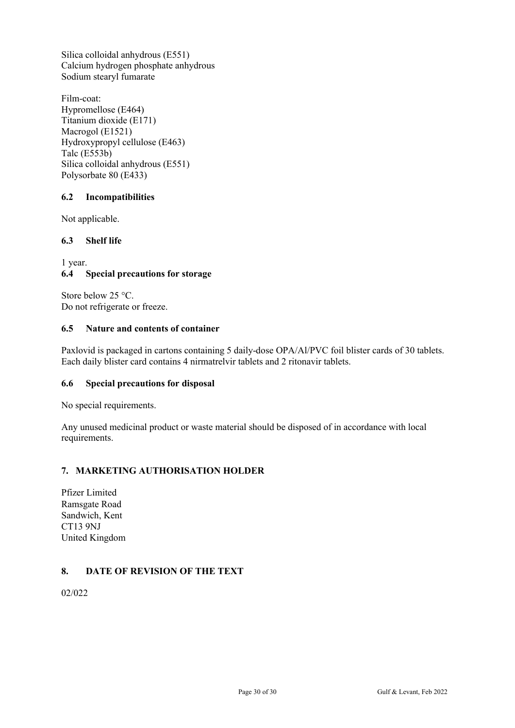Silica colloidal anhydrous (E551)
Calcium hydrogen phosphate anhydrous
Sodium stearyl fumarate

Film-coat:
Hypromellose (E464)
Titanium dioxide (E171)
Macrogol (E1521)
Hydroxypropyl cellulose (E463)
Talc (E553b)
Silica colloidal anhydrous (E551)
Polysorbate 80 (E433)

### 6.2 Incompatibilities

Not applicable.

### 6.3 Shelf life

1 year.

### 6.4 Special precautions for storage

Store below 25 °C.
Do not refrigerate or freeze.

### 6.5 Nature and contents of container

Paxlovid is packaged in cartons containing 5 daily-dose OPA/Al/PVC foil blister cards of 30 tablets. Each daily blister card contains 4 nirmatrelvir tablets and 2 ritonavir tablets.

### 6.6 Special precautions for disposal

No special requirements.

Any unused medicinal product or waste material should be disposed of in accordance with local requirements.

## 7. MARKETING AUTHORISATION HOLDER

Pfizer Limited
Ramsgate Road
Sandwich, Kent
CT13 9NJ
United Kingdom

## 8. DATE OF REVISION OF THE TEXT

02/022